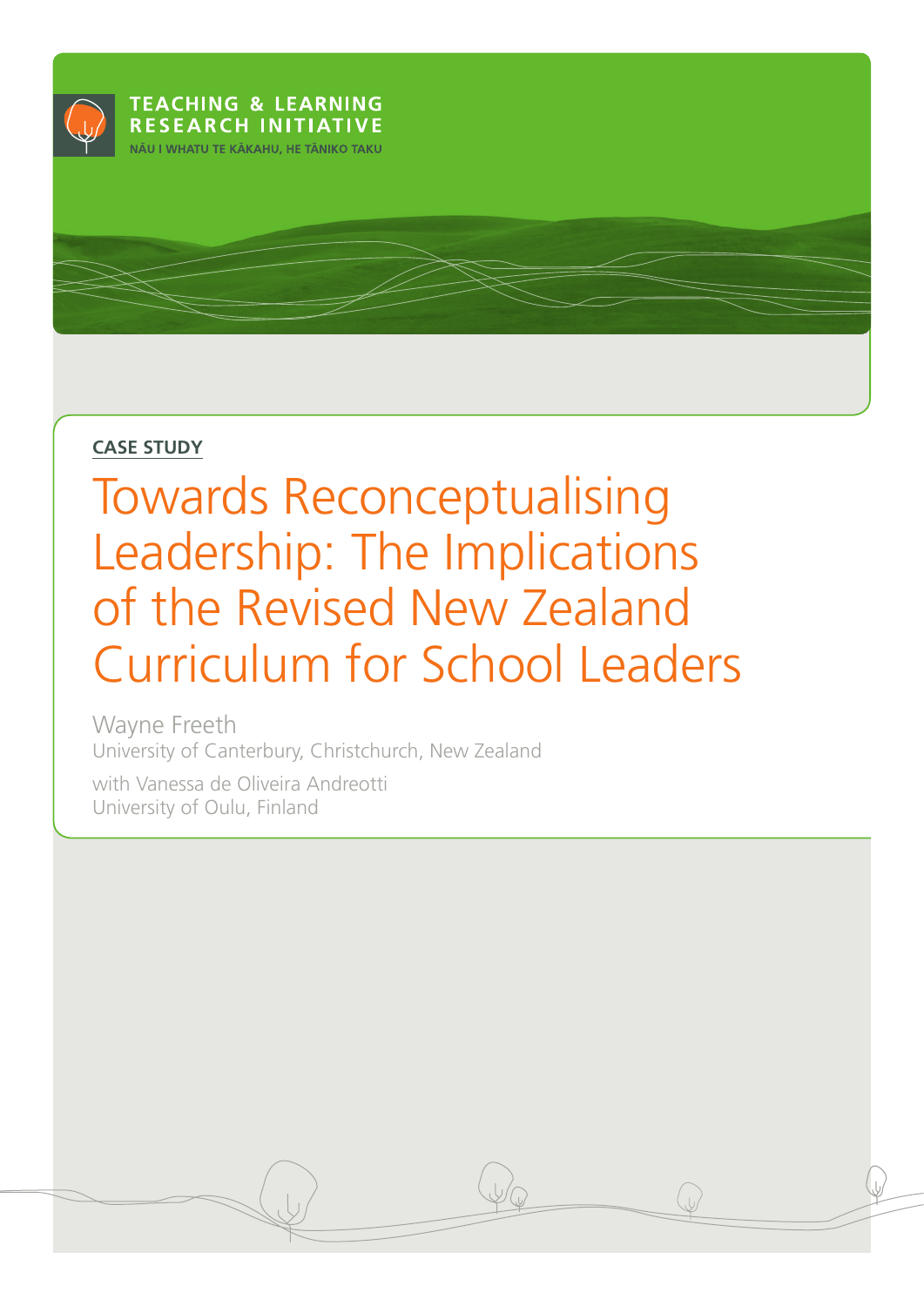TEACHING & LEARNING
RESEARCH INITIATIVE
NĀU I WHATU TE KĀKAHU, HE TĀNIKO TAKU

**CASE STUDY**

# Towards Reconceptualising Leadership: The Implications of the Revised New Zealand Curriculum for School Leaders

Wayne Freeth
University of Canterbury, Christchurch, New Zealand

with Vanessa de Oliveira Andreotti
University of Oulu, Finland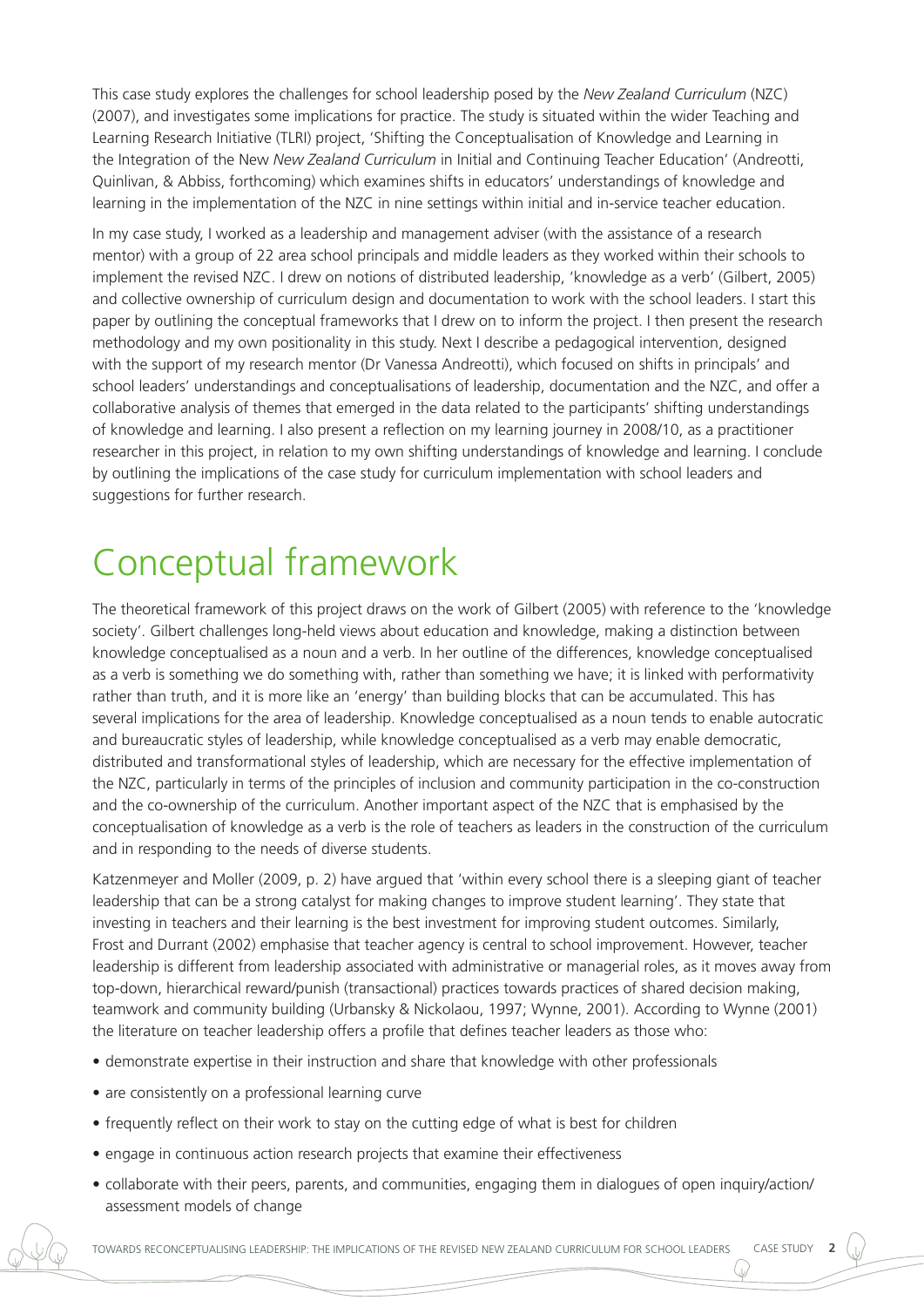This case study explores the challenges for school leadership posed by the *New Zealand Curriculum* (NZC) (2007), and investigates some implications for practice. The study is situated within the wider Teaching and Learning Research Initiative (TLRI) project, 'Shifting the Conceptualisation of Knowledge and Learning in the Integration of the New *New Zealand Curriculum* in Initial and Continuing Teacher Education' (Andreotti, Quinlivan, & Abbiss, forthcoming) which examines shifts in educators' understandings of knowledge and learning in the implementation of the NZC in nine settings within initial and in-service teacher education.

In my case study, I worked as a leadership and management adviser (with the assistance of a research mentor) with a group of 22 area school principals and middle leaders as they worked within their schools to implement the revised NZC. I drew on notions of distributed leadership, 'knowledge as a verb' (Gilbert, 2005) and collective ownership of curriculum design and documentation to work with the school leaders. I start this paper by outlining the conceptual frameworks that I drew on to inform the project. I then present the research methodology and my own positionality in this study. Next I describe a pedagogical intervention, designed with the support of my research mentor (Dr Vanessa Andreotti), which focused on shifts in principals' and school leaders' understandings and conceptualisations of leadership, documentation and the NZC, and offer a collaborative analysis of themes that emerged in the data related to the participants' shifting understandings of knowledge and learning. I also present a reflection on my learning journey in 2008/10, as a practitioner researcher in this project, in relation to my own shifting understandings of knowledge and learning. I conclude by outlining the implications of the case study for curriculum implementation with school leaders and suggestions for further research.

# Conceptual framework

The theoretical framework of this project draws on the work of Gilbert (2005) with reference to the 'knowledge society'. Gilbert challenges long-held views about education and knowledge, making a distinction between knowledge conceptualised as a noun and a verb. In her outline of the differences, knowledge conceptualised as a verb is something we do something with, rather than something we have; it is linked with performativity rather than truth, and it is more like an 'energy' than building blocks that can be accumulated. This has several implications for the area of leadership. Knowledge conceptualised as a noun tends to enable autocratic and bureaucratic styles of leadership, while knowledge conceptualised as a verb may enable democratic, distributed and transformational styles of leadership, which are necessary for the effective implementation of the NZC, particularly in terms of the principles of inclusion and community participation in the co-construction and the co-ownership of the curriculum. Another important aspect of the NZC that is emphasised by the conceptualisation of knowledge as a verb is the role of teachers as leaders in the construction of the curriculum and in responding to the needs of diverse students.

Katzenmeyer and Moller (2009, p. 2) have argued that 'within every school there is a sleeping giant of teacher leadership that can be a strong catalyst for making changes to improve student learning'. They state that investing in teachers and their learning is the best investment for improving student outcomes. Similarly, Frost and Durrant (2002) emphasise that teacher agency is central to school improvement. However, teacher leadership is different from leadership associated with administrative or managerial roles, as it moves away from top-down, hierarchical reward/punish (transactional) practices towards practices of shared decision making, teamwork and community building (Urbansky & Nickolaou, 1997; Wynne, 2001). According to Wynne (2001) the literature on teacher leadership offers a profile that defines teacher leaders as those who:

- demonstrate expertise in their instruction and share that knowledge with other professionals
- are consistently on a professional learning curve
- frequently reflect on their work to stay on the cutting edge of what is best for children
- engage in continuous action research projects that examine their effectiveness
- collaborate with their peers, parents, and communities, engaging them in dialogues of open inquiry/action/ assessment models of change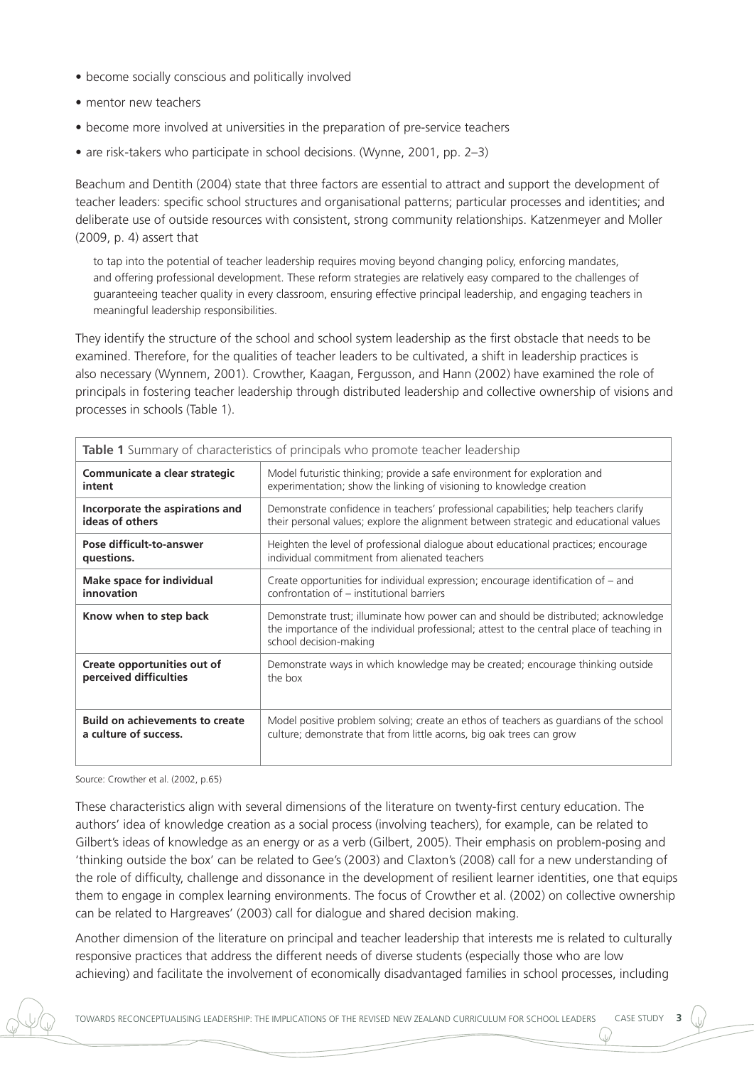- become socially conscious and politically involved
- mentor new teachers
- become more involved at universities in the preparation of pre-service teachers
- are risk-takers who participate in school decisions. (Wynne, 2001, pp. 2–3)

Beachum and Dentith (2004) state that three factors are essential to attract and support the development of teacher leaders: specific school structures and organisational patterns; particular processes and identities; and deliberate use of outside resources with consistent, strong community relationships. Katzenmeyer and Moller (2009, p. 4) assert that

> to tap into the potential of teacher leadership requires moving beyond changing policy, enforcing mandates, and offering professional development. These reform strategies are relatively easy compared to the challenges of guaranteeing teacher quality in every classroom, ensuring effective principal leadership, and engaging teachers in meaningful leadership responsibilities.

They identify the structure of the school and school system leadership as the first obstacle that needs to be examined. Therefore, for the qualities of teacher leaders to be cultivated, a shift in leadership practices is also necessary (Wynnem, 2001). Crowther, Kaagan, Fergusson, and Hann (2002) have examined the role of principals in fostering teacher leadership through distributed leadership and collective ownership of visions and processes in schools (Table 1).

**Table 1** Summary of characteristics of principals who promote teacher leadership

| | |
|---|---|
| **Communicate a clear strategic intent** | Model futuristic thinking; provide a safe environment for exploration and experimentation; show the linking of visioning to knowledge creation |
| **Incorporate the aspirations and ideas of others** | Demonstrate confidence in teachers' professional capabilities; help teachers clarify their personal values; explore the alignment between strategic and educational values |
| **Pose difficult-to-answer questions.** | Heighten the level of professional dialogue about educational practices; encourage individual commitment from alienated teachers |
| **Make space for individual innovation** | Create opportunities for individual expression; encourage identification of – and confrontation of – institutional barriers |
| **Know when to step back** | Demonstrate trust; illuminate how power can and should be distributed; acknowledge the importance of the individual professional; attest to the central place of teaching in school decision-making |
| **Create opportunities out of perceived difficulties** | Demonstrate ways in which knowledge may be created; encourage thinking outside the box |
| **Build on achievements to create a culture of success.** | Model positive problem solving; create an ethos of teachers as guardians of the school culture; demonstrate that from little acorns, big oak trees can grow |

Source: Crowther et al. (2002, p.65)

These characteristics align with several dimensions of the literature on twenty-first century education. The authors' idea of knowledge creation as a social process (involving teachers), for example, can be related to Gilbert's ideas of knowledge as an energy or as a verb (Gilbert, 2005). Their emphasis on problem-posing and 'thinking outside the box' can be related to Gee's (2003) and Claxton's (2008) call for a new understanding of the role of difficulty, challenge and dissonance in the development of resilient learner identities, one that equips them to engage in complex learning environments. The focus of Crowther et al. (2002) on collective ownership can be related to Hargreaves' (2003) call for dialogue and shared decision making.

Another dimension of the literature on principal and teacher leadership that interests me is related to culturally responsive practices that address the different needs of diverse students (especially those who are low achieving) and facilitate the involvement of economically disadvantaged families in school processes, including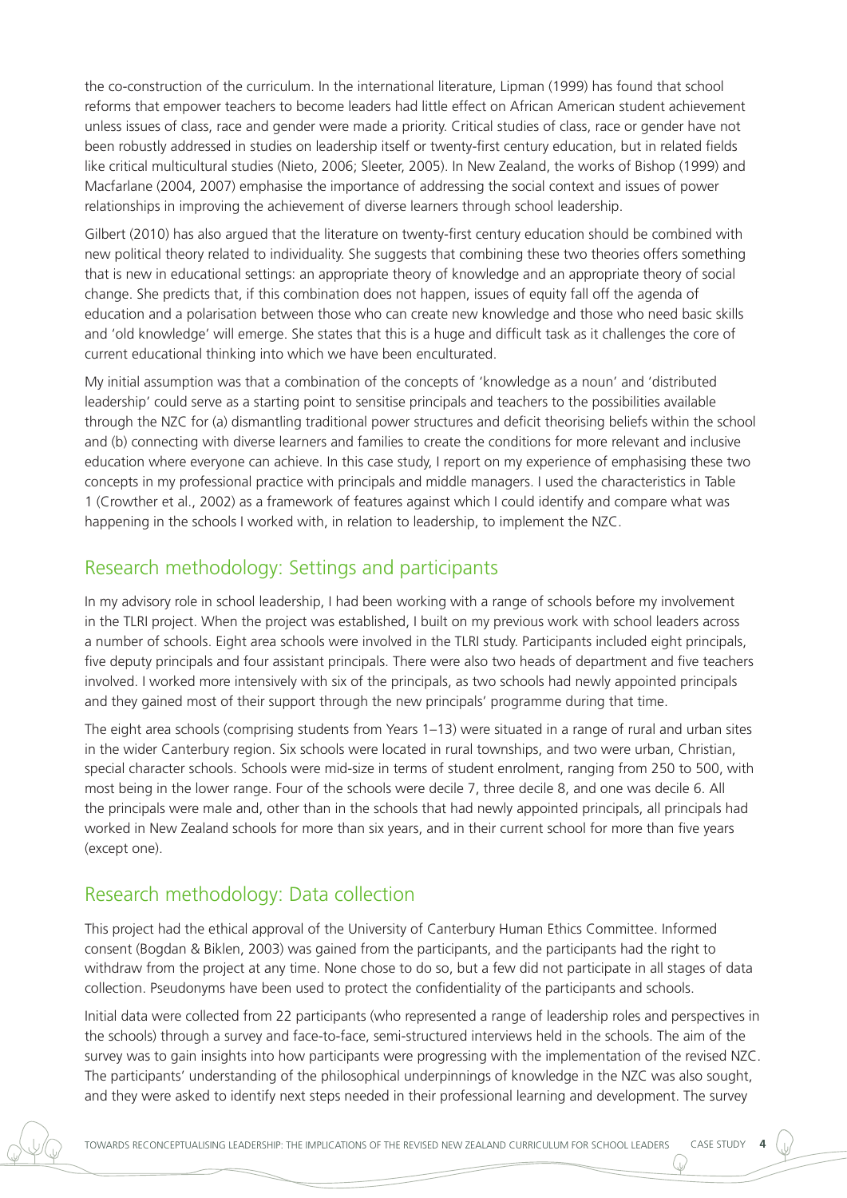the co-construction of the curriculum. In the international literature, Lipman (1999) has found that school reforms that empower teachers to become leaders had little effect on African American student achievement unless issues of class, race and gender were made a priority. Critical studies of class, race or gender have not been robustly addressed in studies on leadership itself or twenty-first century education, but in related fields like critical multicultural studies (Nieto, 2006; Sleeter, 2005). In New Zealand, the works of Bishop (1999) and Macfarlane (2004, 2007) emphasise the importance of addressing the social context and issues of power relationships in improving the achievement of diverse learners through school leadership.

Gilbert (2010) has also argued that the literature on twenty-first century education should be combined with new political theory related to individuality. She suggests that combining these two theories offers something that is new in educational settings: an appropriate theory of knowledge and an appropriate theory of social change. She predicts that, if this combination does not happen, issues of equity fall off the agenda of education and a polarisation between those who can create new knowledge and those who need basic skills and 'old knowledge' will emerge. She states that this is a huge and difficult task as it challenges the core of current educational thinking into which we have been enculturated.

My initial assumption was that a combination of the concepts of 'knowledge as a noun' and 'distributed leadership' could serve as a starting point to sensitise principals and teachers to the possibilities available through the NZC for (a) dismantling traditional power structures and deficit theorising beliefs within the school and (b) connecting with diverse learners and families to create the conditions for more relevant and inclusive education where everyone can achieve. In this case study, I report on my experience of emphasising these two concepts in my professional practice with principals and middle managers. I used the characteristics in Table 1 (Crowther et al., 2002) as a framework of features against which I could identify and compare what was happening in the schools I worked with, in relation to leadership, to implement the NZC.

## Research methodology: Settings and participants

In my advisory role in school leadership, I had been working with a range of schools before my involvement in the TLRI project. When the project was established, I built on my previous work with school leaders across a number of schools. Eight area schools were involved in the TLRI study. Participants included eight principals, five deputy principals and four assistant principals. There were also two heads of department and five teachers involved. I worked more intensively with six of the principals, as two schools had newly appointed principals and they gained most of their support through the new principals' programme during that time.

The eight area schools (comprising students from Years 1–13) were situated in a range of rural and urban sites in the wider Canterbury region. Six schools were located in rural townships, and two were urban, Christian, special character schools. Schools were mid-size in terms of student enrolment, ranging from 250 to 500, with most being in the lower range. Four of the schools were decile 7, three decile 8, and one was decile 6. All the principals were male and, other than in the schools that had newly appointed principals, all principals had worked in New Zealand schools for more than six years, and in their current school for more than five years (except one).

## Research methodology: Data collection

This project had the ethical approval of the University of Canterbury Human Ethics Committee. Informed consent (Bogdan & Biklen, 2003) was gained from the participants, and the participants had the right to withdraw from the project at any time. None chose to do so, but a few did not participate in all stages of data collection. Pseudonyms have been used to protect the confidentiality of the participants and schools.

Initial data were collected from 22 participants (who represented a range of leadership roles and perspectives in the schools) through a survey and face-to-face, semi-structured interviews held in the schools. The aim of the survey was to gain insights into how participants were progressing with the implementation of the revised NZC. The participants' understanding of the philosophical underpinnings of knowledge in the NZC was also sought, and they were asked to identify next steps needed in their professional learning and development. The survey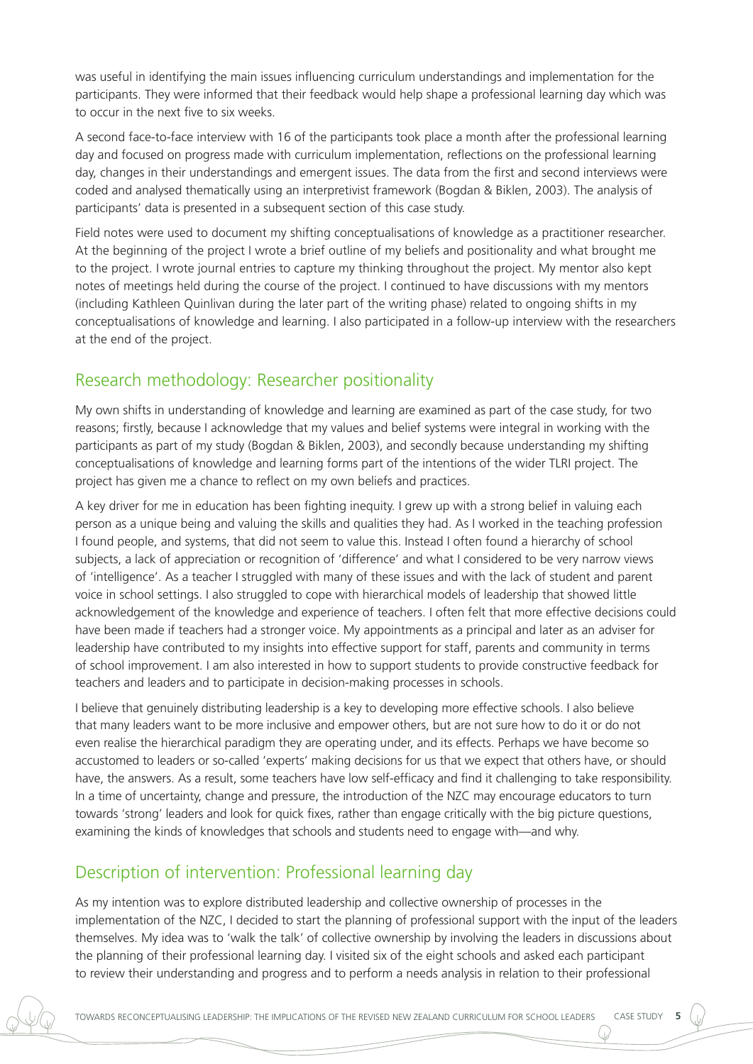was useful in identifying the main issues influencing curriculum understandings and implementation for the participants. They were informed that their feedback would help shape a professional learning day which was to occur in the next five to six weeks.

A second face-to-face interview with 16 of the participants took place a month after the professional learning day and focused on progress made with curriculum implementation, reflections on the professional learning day, changes in their understandings and emergent issues. The data from the first and second interviews were coded and analysed thematically using an interpretivist framework (Bogdan & Biklen, 2003). The analysis of participants' data is presented in a subsequent section of this case study.

Field notes were used to document my shifting conceptualisations of knowledge as a practitioner researcher. At the beginning of the project I wrote a brief outline of my beliefs and positionality and what brought me to the project. I wrote journal entries to capture my thinking throughout the project. My mentor also kept notes of meetings held during the course of the project. I continued to have discussions with my mentors (including Kathleen Quinlivan during the later part of the writing phase) related to ongoing shifts in my conceptualisations of knowledge and learning. I also participated in a follow-up interview with the researchers at the end of the project.

## Research methodology: Researcher positionality

My own shifts in understanding of knowledge and learning are examined as part of the case study, for two reasons; firstly, because I acknowledge that my values and belief systems were integral in working with the participants as part of my study (Bogdan & Biklen, 2003), and secondly because understanding my shifting conceptualisations of knowledge and learning forms part of the intentions of the wider TLRI project. The project has given me a chance to reflect on my own beliefs and practices.

A key driver for me in education has been fighting inequity. I grew up with a strong belief in valuing each person as a unique being and valuing the skills and qualities they had. As I worked in the teaching profession I found people, and systems, that did not seem to value this. Instead I often found a hierarchy of school subjects, a lack of appreciation or recognition of 'difference' and what I considered to be very narrow views of 'intelligence'. As a teacher I struggled with many of these issues and with the lack of student and parent voice in school settings. I also struggled to cope with hierarchical models of leadership that showed little acknowledgement of the knowledge and experience of teachers. I often felt that more effective decisions could have been made if teachers had a stronger voice. My appointments as a principal and later as an adviser for leadership have contributed to my insights into effective support for staff, parents and community in terms of school improvement. I am also interested in how to support students to provide constructive feedback for teachers and leaders and to participate in decision-making processes in schools.

I believe that genuinely distributing leadership is a key to developing more effective schools. I also believe that many leaders want to be more inclusive and empower others, but are not sure how to do it or do not even realise the hierarchical paradigm they are operating under, and its effects. Perhaps we have become so accustomed to leaders or so-called 'experts' making decisions for us that we expect that others have, or should have, the answers. As a result, some teachers have low self-efficacy and find it challenging to take responsibility. In a time of uncertainty, change and pressure, the introduction of the NZC may encourage educators to turn towards 'strong' leaders and look for quick fixes, rather than engage critically with the big picture questions, examining the kinds of knowledges that schools and students need to engage with—and why.

## Description of intervention: Professional learning day

As my intention was to explore distributed leadership and collective ownership of processes in the implementation of the NZC, I decided to start the planning of professional support with the input of the leaders themselves. My idea was to 'walk the talk' of collective ownership by involving the leaders in discussions about the planning of their professional learning day. I visited six of the eight schools and asked each participant to review their understanding and progress and to perform a needs analysis in relation to their professional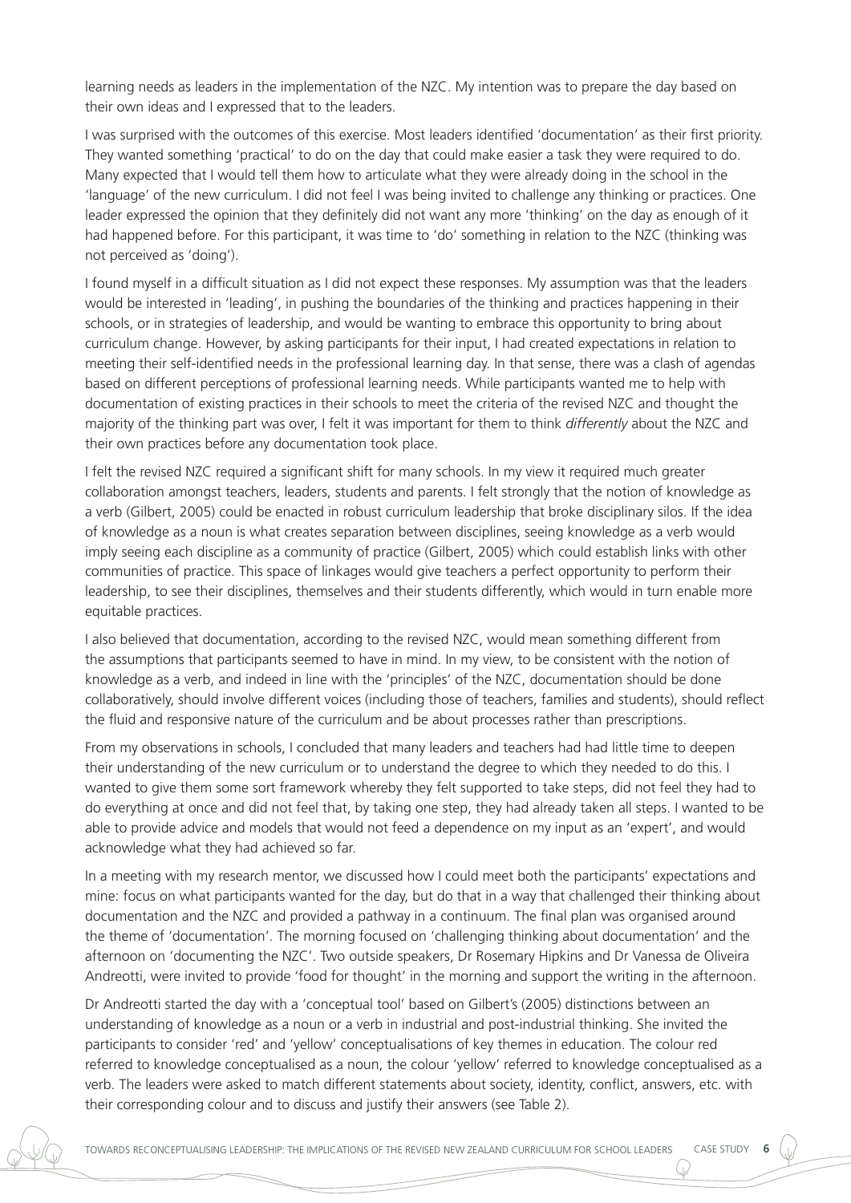learning needs as leaders in the implementation of the NZC. My intention was to prepare the day based on their own ideas and I expressed that to the leaders.

I was surprised with the outcomes of this exercise. Most leaders identified 'documentation' as their first priority. They wanted something 'practical' to do on the day that could make easier a task they were required to do. Many expected that I would tell them how to articulate what they were already doing in the school in the 'language' of the new curriculum. I did not feel I was being invited to challenge any thinking or practices. One leader expressed the opinion that they definitely did not want any more 'thinking' on the day as enough of it had happened before. For this participant, it was time to 'do' something in relation to the NZC (thinking was not perceived as 'doing').

I found myself in a difficult situation as I did not expect these responses. My assumption was that the leaders would be interested in 'leading', in pushing the boundaries of the thinking and practices happening in their schools, or in strategies of leadership, and would be wanting to embrace this opportunity to bring about curriculum change. However, by asking participants for their input, I had created expectations in relation to meeting their self-identified needs in the professional learning day. In that sense, there was a clash of agendas based on different perceptions of professional learning needs. While participants wanted me to help with documentation of existing practices in their schools to meet the criteria of the revised NZC and thought the majority of the thinking part was over, I felt it was important for them to think *differently* about the NZC and their own practices before any documentation took place.

I felt the revised NZC required a significant shift for many schools. In my view it required much greater collaboration amongst teachers, leaders, students and parents. I felt strongly that the notion of knowledge as a verb (Gilbert, 2005) could be enacted in robust curriculum leadership that broke disciplinary silos. If the idea of knowledge as a noun is what creates separation between disciplines, seeing knowledge as a verb would imply seeing each discipline as a community of practice (Gilbert, 2005) which could establish links with other communities of practice. This space of linkages would give teachers a perfect opportunity to perform their leadership, to see their disciplines, themselves and their students differently, which would in turn enable more equitable practices.

I also believed that documentation, according to the revised NZC, would mean something different from the assumptions that participants seemed to have in mind. In my view, to be consistent with the notion of knowledge as a verb, and indeed in line with the 'principles' of the NZC, documentation should be done collaboratively, should involve different voices (including those of teachers, families and students), should reflect the fluid and responsive nature of the curriculum and be about processes rather than prescriptions.

From my observations in schools, I concluded that many leaders and teachers had had little time to deepen their understanding of the new curriculum or to understand the degree to which they needed to do this. I wanted to give them some sort framework whereby they felt supported to take steps, did not feel they had to do everything at once and did not feel that, by taking one step, they had already taken all steps. I wanted to be able to provide advice and models that would not feed a dependence on my input as an 'expert', and would acknowledge what they had achieved so far.

In a meeting with my research mentor, we discussed how I could meet both the participants' expectations and mine: focus on what participants wanted for the day, but do that in a way that challenged their thinking about documentation and the NZC and provided a pathway in a continuum. The final plan was organised around the theme of 'documentation'. The morning focused on 'challenging thinking about documentation' and the afternoon on 'documenting the NZC'. Two outside speakers, Dr Rosemary Hipkins and Dr Vanessa de Oliveira Andreotti, were invited to provide 'food for thought' in the morning and support the writing in the afternoon.

Dr Andreotti started the day with a 'conceptual tool' based on Gilbert's (2005) distinctions between an understanding of knowledge as a noun or a verb in industrial and post-industrial thinking. She invited the participants to consider 'red' and 'yellow' conceptualisations of key themes in education. The colour red referred to knowledge conceptualised as a noun, the colour 'yellow' referred to knowledge conceptualised as a verb. The leaders were asked to match different statements about society, identity, conflict, answers, etc. with their corresponding colour and to discuss and justify their answers (see Table 2).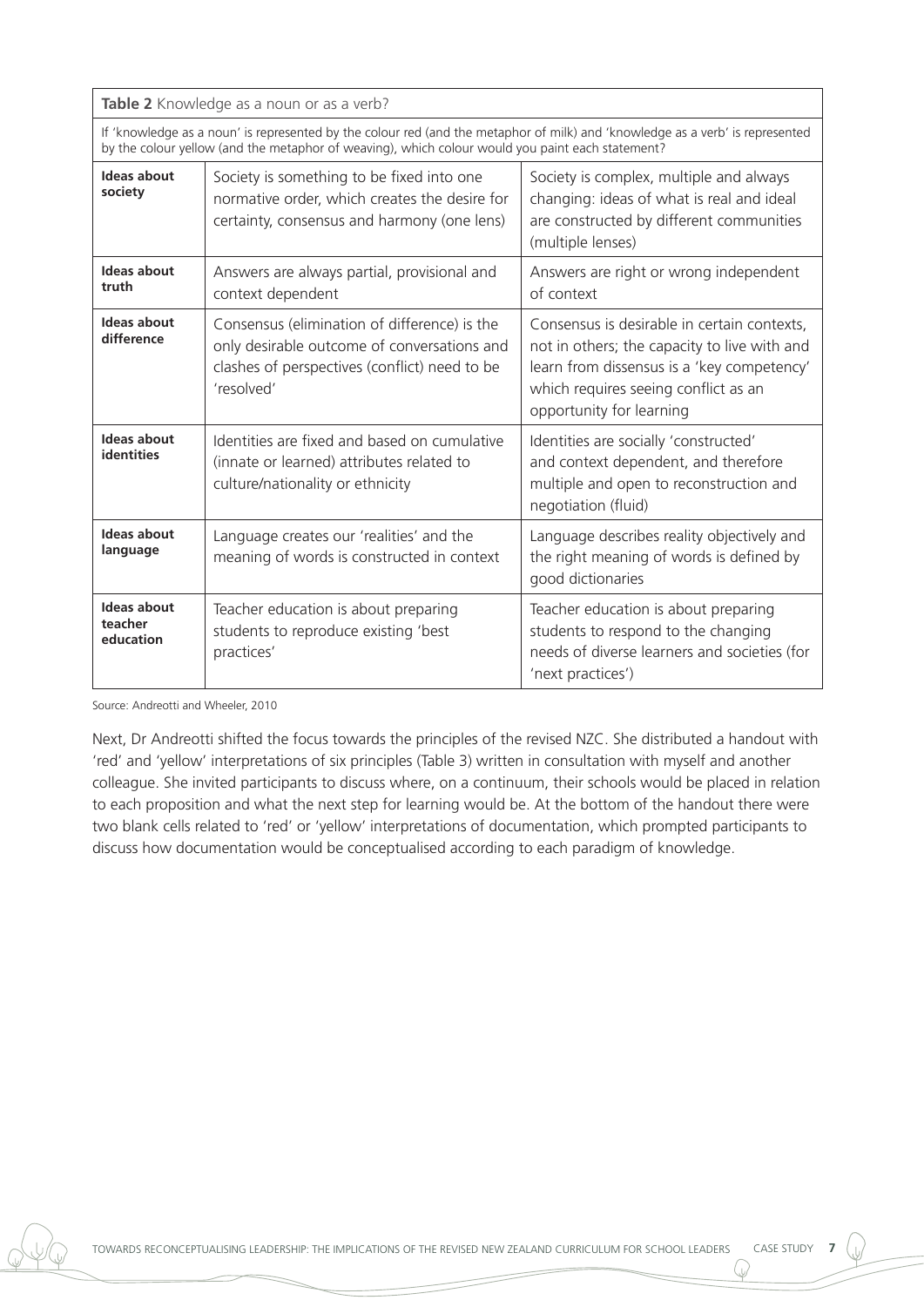**Table 2** Knowledge as a noun or as a verb?

If 'knowledge as a noun' is represented by the colour red (and the metaphor of milk) and 'knowledge as a verb' is represented by the colour yellow (and the metaphor of weaving), which colour would you paint each statement?

| | | |
|---|---|---|
| **Ideas about society** | Society is something to be fixed into one normative order, which creates the desire for certainty, consensus and harmony (one lens) | Society is complex, multiple and always changing: ideas of what is real and ideal are constructed by different communities (multiple lenses) |
| **Ideas about truth** | Answers are always partial, provisional and context dependent | Answers are right or wrong independent of context |
| **Ideas about difference** | Consensus (elimination of difference) is the only desirable outcome of conversations and clashes of perspectives (conflict) need to be 'resolved' | Consensus is desirable in certain contexts, not in others; the capacity to live with and learn from dissensus is a 'key competency' which requires seeing conflict as an opportunity for learning |
| **Ideas about identities** | Identities are fixed and based on cumulative (innate or learned) attributes related to culture/nationality or ethnicity | Identities are socially 'constructed' and context dependent, and therefore multiple and open to reconstruction and negotiation (fluid) |
| **Ideas about language** | Language creates our 'realities' and the meaning of words is constructed in context | Language describes reality objectively and the right meaning of words is defined by good dictionaries |
| **Ideas about teacher education** | Teacher education is about preparing students to reproduce existing 'best practices' | Teacher education is about preparing students to respond to the changing needs of diverse learners and societies (for 'next practices') |

Source: Andreotti and Wheeler, 2010

Next, Dr Andreotti shifted the focus towards the principles of the revised NZC. She distributed a handout with 'red' and 'yellow' interpretations of six principles (Table 3) written in consultation with myself and another colleague. She invited participants to discuss where, on a continuum, their schools would be placed in relation to each proposition and what the next step for learning would be. At the bottom of the handout there were two blank cells related to 'red' or 'yellow' interpretations of documentation, which prompted participants to discuss how documentation would be conceptualised according to each paradigm of knowledge.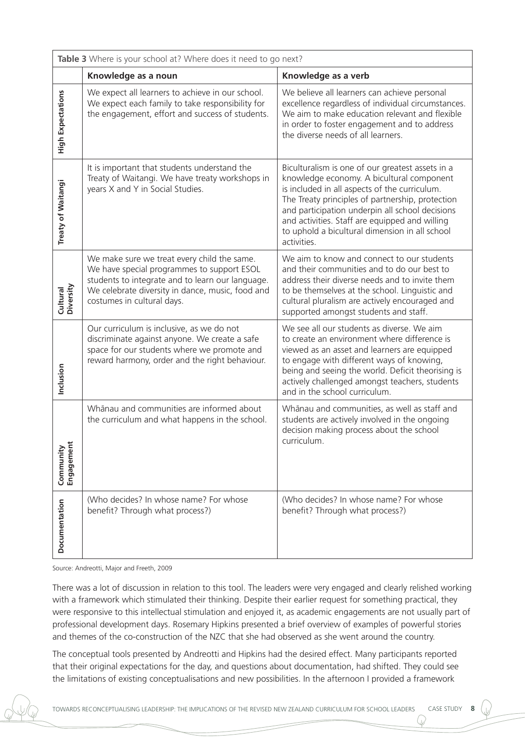**Table 3** Where is your school at? Where does it need to go next?

| | Knowledge as a noun | Knowledge as a verb |
|---|---|---|
| **High Expectations** | We expect all learners to achieve in our school. We expect each family to take responsibility for the engagement, effort and success of students. | We believe all learners can achieve personal excellence regardless of individual circumstances. We aim to make education relevant and flexible in order to foster engagement and to address the diverse needs of all learners. |
| **Treaty of Waitangi** | It is important that students understand the Treaty of Waitangi. We have treaty workshops in years X and Y in Social Studies. | Biculturalism is one of our greatest assets in a knowledge economy. A bicultural component is included in all aspects of the curriculum. The Treaty principles of partnership, protection and participation underpin all school decisions and activities. Staff are equipped and willing to uphold a bicultural dimension in all school activities. |
| **Cultural Diversity** | We make sure we treat every child the same. We have special programmes to support ESOL students to integrate and to learn our language. We celebrate diversity in dance, music, food and costumes in cultural days. | We aim to know and connect to our students and their communities and to do our best to address their diverse needs and to invite them to be themselves at the school. Linguistic and cultural pluralism are actively encouraged and supported amongst students and staff. |
| **Inclusion** | Our curriculum is inclusive, as we do not discriminate against anyone. We create a safe space for our students where we promote and reward harmony, order and the right behaviour. | We see all our students as diverse. We aim to create an environment where difference is viewed as an asset and learners are equipped to engage with different ways of knowing, being and seeing the world. Deficit theorising is actively challenged amongst teachers, students and in the school curriculum. |
| **Community Engagement** | Whānau and communities are informed about the curriculum and what happens in the school. | Whānau and communities, as well as staff and students are actively involved in the ongoing decision making process about the school curriculum. |
| **Documentation** | (Who decides? In whose name? For whose benefit? Through what process?) | (Who decides? In whose name? For whose benefit? Through what process?) |

Source: Andreotti, Major and Freeth, 2009

There was a lot of discussion in relation to this tool. The leaders were very engaged and clearly relished working with a framework which stimulated their thinking. Despite their earlier request for something practical, they were responsive to this intellectual stimulation and enjoyed it, as academic engagements are not usually part of professional development days. Rosemary Hipkins presented a brief overview of examples of powerful stories and themes of the co-construction of the NZC that she had observed as she went around the country.

The conceptual tools presented by Andreotti and Hipkins had the desired effect. Many participants reported that their original expectations for the day, and questions about documentation, had shifted. They could see the limitations of existing conceptualisations and new possibilities. In the afternoon I provided a framework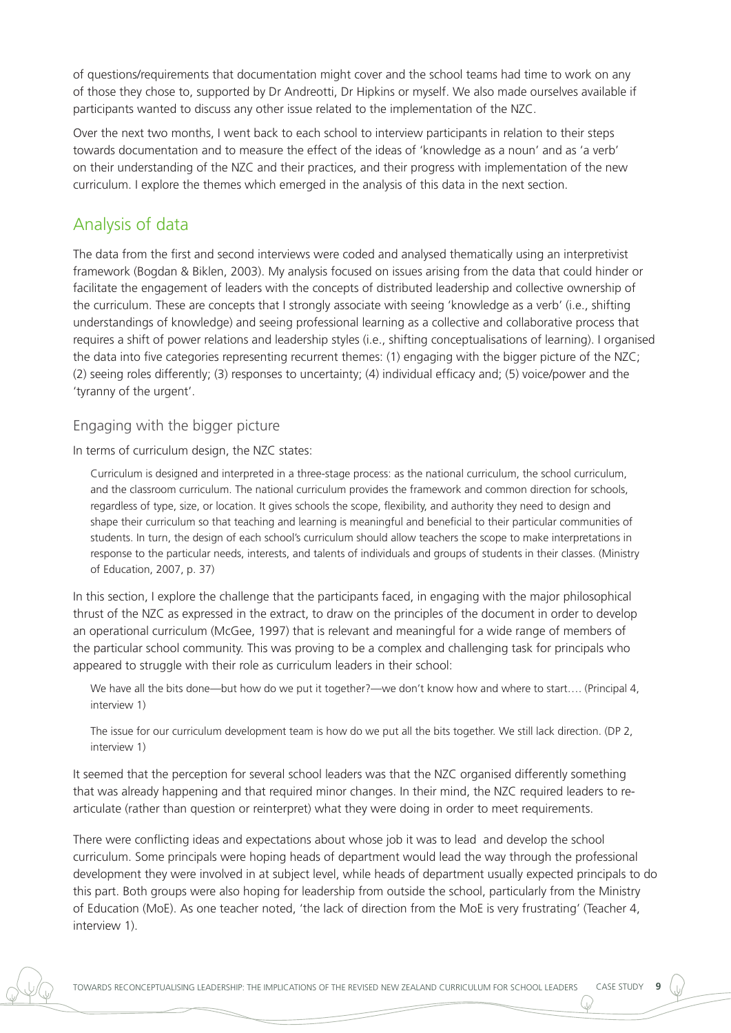of questions/requirements that documentation might cover and the school teams had time to work on any of those they chose to, supported by Dr Andreotti, Dr Hipkins or myself. We also made ourselves available if participants wanted to discuss any other issue related to the implementation of the NZC.

Over the next two months, I went back to each school to interview participants in relation to their steps towards documentation and to measure the effect of the ideas of 'knowledge as a noun' and as 'a verb' on their understanding of the NZC and their practices, and their progress with implementation of the new curriculum. I explore the themes which emerged in the analysis of this data in the next section.

## Analysis of data

The data from the first and second interviews were coded and analysed thematically using an interpretivist framework (Bogdan & Biklen, 2003). My analysis focused on issues arising from the data that could hinder or facilitate the engagement of leaders with the concepts of distributed leadership and collective ownership of the curriculum. These are concepts that I strongly associate with seeing 'knowledge as a verb' (i.e., shifting understandings of knowledge) and seeing professional learning as a collective and collaborative process that requires a shift of power relations and leadership styles (i.e., shifting conceptualisations of learning). I organised the data into five categories representing recurrent themes: (1) engaging with the bigger picture of the NZC; (2) seeing roles differently; (3) responses to uncertainty; (4) individual efficacy and; (5) voice/power and the 'tyranny of the urgent'.

### Engaging with the bigger picture

In terms of curriculum design, the NZC states:

> Curriculum is designed and interpreted in a three-stage process: as the national curriculum, the school curriculum, and the classroom curriculum. The national curriculum provides the framework and common direction for schools, regardless of type, size, or location. It gives schools the scope, flexibility, and authority they need to design and shape their curriculum so that teaching and learning is meaningful and beneficial to their particular communities of students. In turn, the design of each school's curriculum should allow teachers the scope to make interpretations in response to the particular needs, interests, and talents of individuals and groups of students in their classes. (Ministry of Education, 2007, p. 37)

In this section, I explore the challenge that the participants faced, in engaging with the major philosophical thrust of the NZC as expressed in the extract, to draw on the principles of the document in order to develop an operational curriculum (McGee, 1997) that is relevant and meaningful for a wide range of members of the particular school community. This was proving to be a complex and challenging task for principals who appeared to struggle with their role as curriculum leaders in their school:

> We have all the bits done—but how do we put it together?—we don't know how and where to start…. (Principal 4, interview 1)

> The issue for our curriculum development team is how do we put all the bits together. We still lack direction. (DP 2, interview 1)

It seemed that the perception for several school leaders was that the NZC organised differently something that was already happening and that required minor changes. In their mind, the NZC required leaders to re-articulate (rather than question or reinterpret) what they were doing in order to meet requirements.

There were conflicting ideas and expectations about whose job it was to lead and develop the school curriculum. Some principals were hoping heads of department would lead the way through the professional development they were involved in at subject level, while heads of department usually expected principals to do this part. Both groups were also hoping for leadership from outside the school, particularly from the Ministry of Education (MoE). As one teacher noted, 'the lack of direction from the MoE is very frustrating' (Teacher 4, interview 1).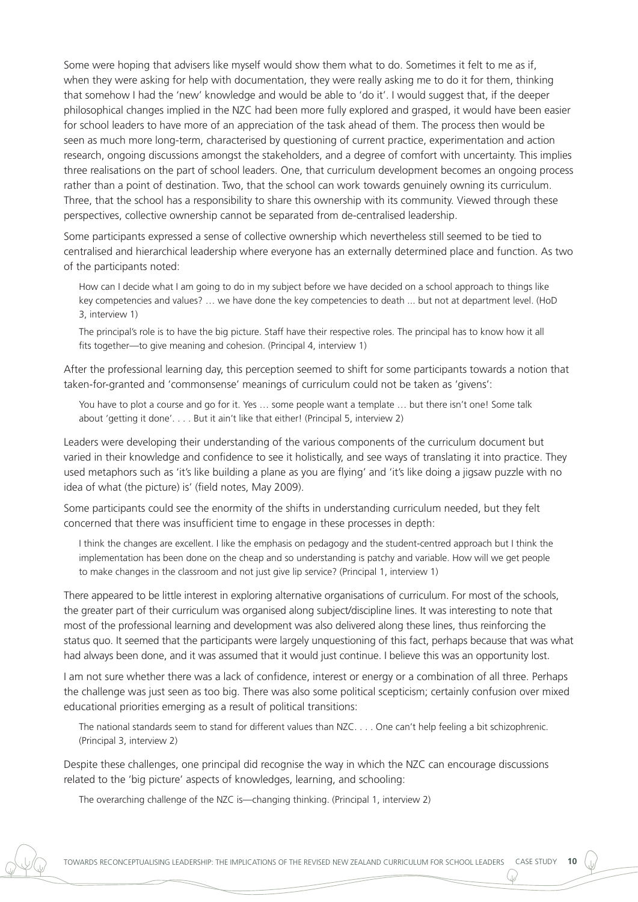Some were hoping that advisers like myself would show them what to do. Sometimes it felt to me as if, when they were asking for help with documentation, they were really asking me to do it for them, thinking that somehow I had the 'new' knowledge and would be able to 'do it'. I would suggest that, if the deeper philosophical changes implied in the NZC had been more fully explored and grasped, it would have been easier for school leaders to have more of an appreciation of the task ahead of them. The process then would be seen as much more long-term, characterised by questioning of current practice, experimentation and action research, ongoing discussions amongst the stakeholders, and a degree of comfort with uncertainty. This implies three realisations on the part of school leaders. One, that curriculum development becomes an ongoing process rather than a point of destination. Two, that the school can work towards genuinely owning its curriculum. Three, that the school has a responsibility to share this ownership with its community. Viewed through these perspectives, collective ownership cannot be separated from de-centralised leadership.

Some participants expressed a sense of collective ownership which nevertheless still seemed to be tied to centralised and hierarchical leadership where everyone has an externally determined place and function. As two of the participants noted:

> How can I decide what I am going to do in my subject before we have decided on a school approach to things like key competencies and values? … we have done the key competencies to death ... but not at department level. (HoD 3, interview 1)

> The principal's role is to have the big picture. Staff have their respective roles. The principal has to know how it all fits together—to give meaning and cohesion. (Principal 4, interview 1)

After the professional learning day, this perception seemed to shift for some participants towards a notion that taken-for-granted and 'commonsense' meanings of curriculum could not be taken as 'givens':

> You have to plot a course and go for it. Yes … some people want a template … but there isn't one! Some talk about 'getting it done'. . . . But it ain't like that either! (Principal 5, interview 2)

Leaders were developing their understanding of the various components of the curriculum document but varied in their knowledge and confidence to see it holistically, and see ways of translating it into practice. They used metaphors such as 'it's like building a plane as you are flying' and 'it's like doing a jigsaw puzzle with no idea of what (the picture) is' (field notes, May 2009).

Some participants could see the enormity of the shifts in understanding curriculum needed, but they felt concerned that there was insufficient time to engage in these processes in depth:

> I think the changes are excellent. I like the emphasis on pedagogy and the student-centred approach but I think the implementation has been done on the cheap and so understanding is patchy and variable. How will we get people to make changes in the classroom and not just give lip service? (Principal 1, interview 1)

There appeared to be little interest in exploring alternative organisations of curriculum. For most of the schools, the greater part of their curriculum was organised along subject/discipline lines. It was interesting to note that most of the professional learning and development was also delivered along these lines, thus reinforcing the status quo. It seemed that the participants were largely unquestioning of this fact, perhaps because that was what had always been done, and it was assumed that it would just continue. I believe this was an opportunity lost.

I am not sure whether there was a lack of confidence, interest or energy or a combination of all three. Perhaps the challenge was just seen as too big. There was also some political scepticism; certainly confusion over mixed educational priorities emerging as a result of political transitions:

> The national standards seem to stand for different values than NZC. . . . One can't help feeling a bit schizophrenic. (Principal 3, interview 2)

Despite these challenges, one principal did recognise the way in which the NZC can encourage discussions related to the 'big picture' aspects of knowledges, learning, and schooling:

> The overarching challenge of the NZC is—changing thinking. (Principal 1, interview 2)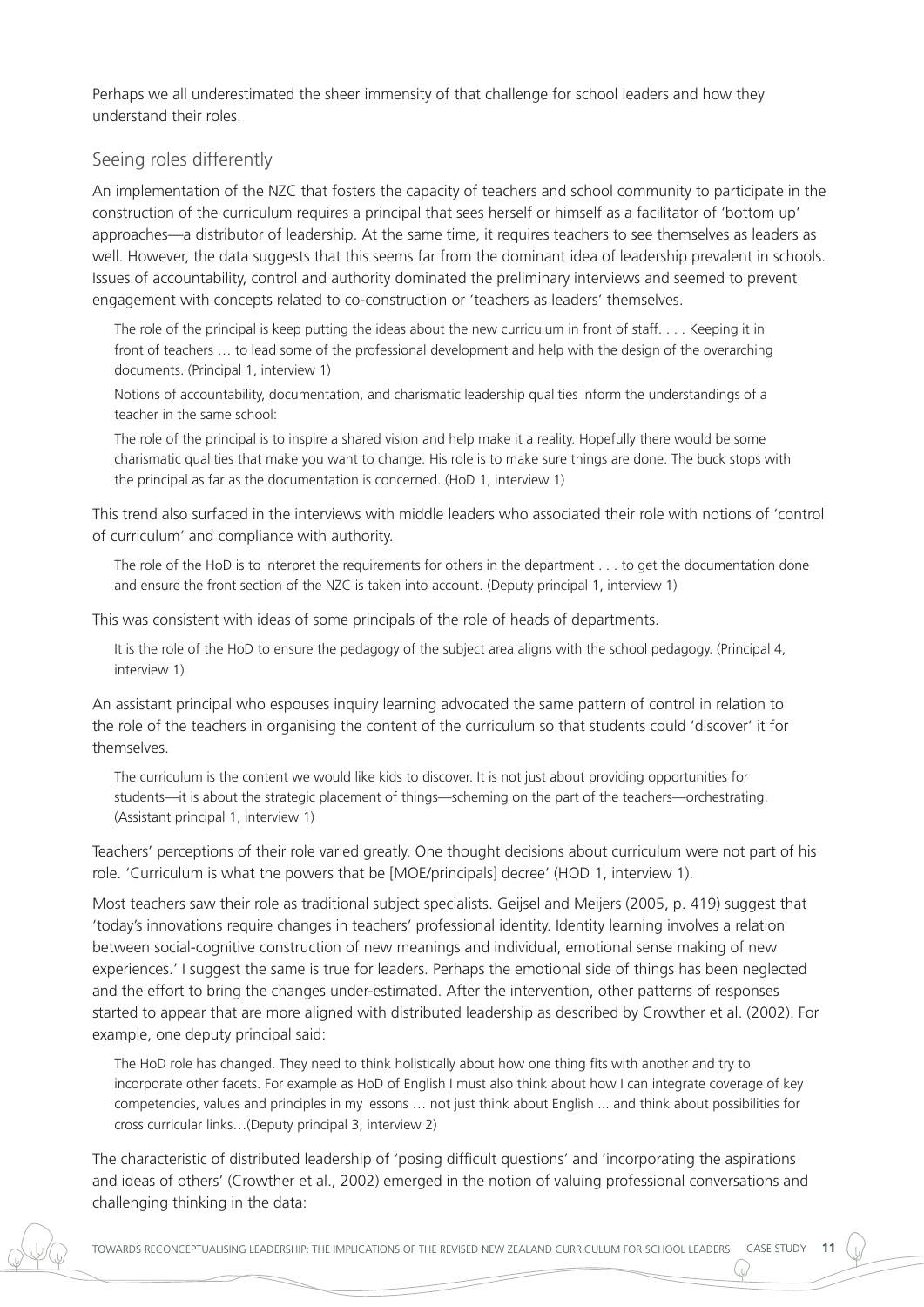Perhaps we all underestimated the sheer immensity of that challenge for school leaders and how they understand their roles.

## Seeing roles differently

An implementation of the NZC that fosters the capacity of teachers and school community to participate in the construction of the curriculum requires a principal that sees herself or himself as a facilitator of 'bottom up' approaches—a distributor of leadership. At the same time, it requires teachers to see themselves as leaders as well. However, the data suggests that this seems far from the dominant idea of leadership prevalent in schools. Issues of accountability, control and authority dominated the preliminary interviews and seemed to prevent engagement with concepts related to co-construction or 'teachers as leaders' themselves.

> The role of the principal is keep putting the ideas about the new curriculum in front of staff. . . . Keeping it in front of teachers … to lead some of the professional development and help with the design of the overarching documents. (Principal 1, interview 1)
>
> Notions of accountability, documentation, and charismatic leadership qualities inform the understandings of a teacher in the same school:
>
> The role of the principal is to inspire a shared vision and help make it a reality. Hopefully there would be some charismatic qualities that make you want to change. His role is to make sure things are done. The buck stops with the principal as far as the documentation is concerned. (HoD 1, interview 1)

This trend also surfaced in the interviews with middle leaders who associated their role with notions of 'control of curriculum' and compliance with authority.

> The role of the HoD is to interpret the requirements for others in the department . . . to get the documentation done and ensure the front section of the NZC is taken into account. (Deputy principal 1, interview 1)

This was consistent with ideas of some principals of the role of heads of departments.

> It is the role of the HoD to ensure the pedagogy of the subject area aligns with the school pedagogy. (Principal 4, interview 1)

An assistant principal who espouses inquiry learning advocated the same pattern of control in relation to the role of the teachers in organising the content of the curriculum so that students could 'discover' it for themselves.

> The curriculum is the content we would like kids to discover. It is not just about providing opportunities for students—it is about the strategic placement of things—scheming on the part of the teachers—orchestrating. (Assistant principal 1, interview 1)

Teachers' perceptions of their role varied greatly. One thought decisions about curriculum were not part of his role. 'Curriculum is what the powers that be [MOE/principals] decree' (HOD 1, interview 1).

Most teachers saw their role as traditional subject specialists. Geijsel and Meijers (2005, p. 419) suggest that 'today's innovations require changes in teachers' professional identity. Identity learning involves a relation between social-cognitive construction of new meanings and individual, emotional sense making of new experiences.' I suggest the same is true for leaders. Perhaps the emotional side of things has been neglected and the effort to bring the changes under-estimated. After the intervention, other patterns of responses started to appear that are more aligned with distributed leadership as described by Crowther et al. (2002). For example, one deputy principal said:

> The HoD role has changed. They need to think holistically about how one thing fits with another and try to incorporate other facets. For example as HoD of English I must also think about how I can integrate coverage of key competencies, values and principles in my lessons … not just think about English ... and think about possibilities for cross curricular links…(Deputy principal 3, interview 2)

The characteristic of distributed leadership of 'posing difficult questions' and 'incorporating the aspirations and ideas of others' (Crowther et al., 2002) emerged in the notion of valuing professional conversations and challenging thinking in the data: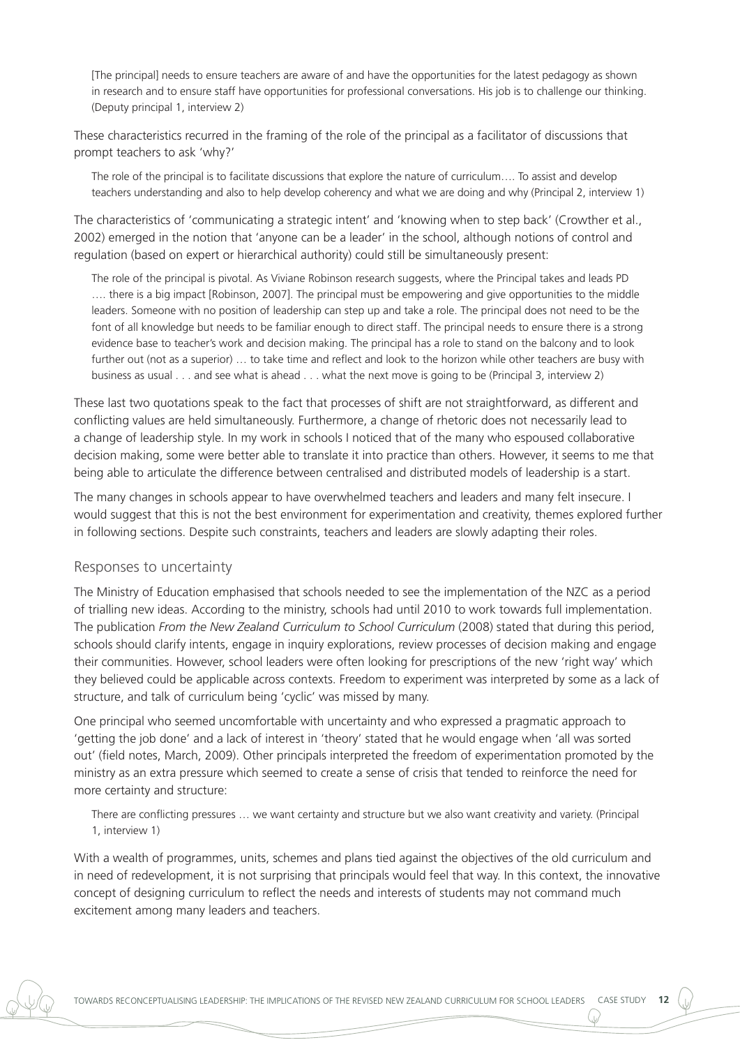> [The principal] needs to ensure teachers are aware of and have the opportunities for the latest pedagogy as shown in research and to ensure staff have opportunities for professional conversations. His job is to challenge our thinking. (Deputy principal 1, interview 2)

These characteristics recurred in the framing of the role of the principal as a facilitator of discussions that prompt teachers to ask 'why?'

> The role of the principal is to facilitate discussions that explore the nature of curriculum…. To assist and develop teachers understanding and also to help develop coherency and what we are doing and why (Principal 2, interview 1)

The characteristics of 'communicating a strategic intent' and 'knowing when to step back' (Crowther et al., 2002) emerged in the notion that 'anyone can be a leader' in the school, although notions of control and regulation (based on expert or hierarchical authority) could still be simultaneously present:

> The role of the principal is pivotal. As Viviane Robinson research suggests, where the Principal takes and leads PD …. there is a big impact [Robinson, 2007]. The principal must be empowering and give opportunities to the middle leaders. Someone with no position of leadership can step up and take a role. The principal does not need to be the font of all knowledge but needs to be familiar enough to direct staff. The principal needs to ensure there is a strong evidence base to teacher's work and decision making. The principal has a role to stand on the balcony and to look further out (not as a superior) … to take time and reflect and look to the horizon while other teachers are busy with business as usual . . . and see what is ahead . . . what the next move is going to be (Principal 3, interview 2)

These last two quotations speak to the fact that processes of shift are not straightforward, as different and conflicting values are held simultaneously. Furthermore, a change of rhetoric does not necessarily lead to a change of leadership style. In my work in schools I noticed that of the many who espoused collaborative decision making, some were better able to translate it into practice than others. However, it seems to me that being able to articulate the difference between centralised and distributed models of leadership is a start.

The many changes in schools appear to have overwhelmed teachers and leaders and many felt insecure. I would suggest that this is not the best environment for experimentation and creativity, themes explored further in following sections. Despite such constraints, teachers and leaders are slowly adapting their roles.

## Responses to uncertainty

The Ministry of Education emphasised that schools needed to see the implementation of the NZC as a period of trialling new ideas. According to the ministry, schools had until 2010 to work towards full implementation. The publication *From the New Zealand Curriculum to School Curriculum* (2008) stated that during this period, schools should clarify intents, engage in inquiry explorations, review processes of decision making and engage their communities. However, school leaders were often looking for prescriptions of the new 'right way' which they believed could be applicable across contexts. Freedom to experiment was interpreted by some as a lack of structure, and talk of curriculum being 'cyclic' was missed by many.

One principal who seemed uncomfortable with uncertainty and who expressed a pragmatic approach to 'getting the job done' and a lack of interest in 'theory' stated that he would engage when 'all was sorted out' (field notes, March, 2009). Other principals interpreted the freedom of experimentation promoted by the ministry as an extra pressure which seemed to create a sense of crisis that tended to reinforce the need for more certainty and structure:

> There are conflicting pressures … we want certainty and structure but we also want creativity and variety. (Principal 1, interview 1)

With a wealth of programmes, units, schemes and plans tied against the objectives of the old curriculum and in need of redevelopment, it is not surprising that principals would feel that way. In this context, the innovative concept of designing curriculum to reflect the needs and interests of students may not command much excitement among many leaders and teachers.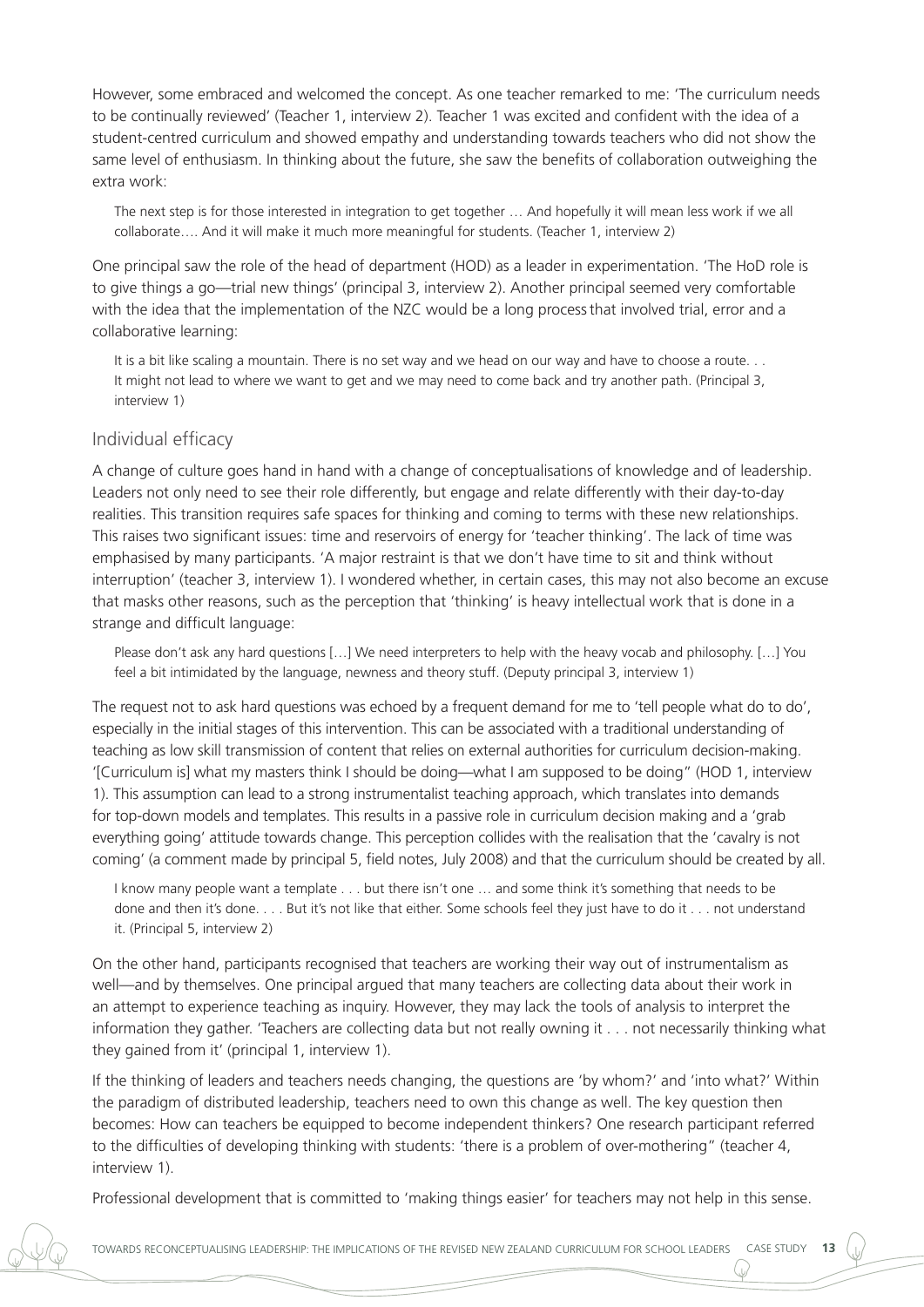However, some embraced and welcomed the concept. As one teacher remarked to me: 'The curriculum needs to be continually reviewed' (Teacher 1, interview 2). Teacher 1 was excited and confident with the idea of a student-centred curriculum and showed empathy and understanding towards teachers who did not show the same level of enthusiasm. In thinking about the future, she saw the benefits of collaboration outweighing the extra work:

> The next step is for those interested in integration to get together … And hopefully it will mean less work if we all collaborate…. And it will make it much more meaningful for students. (Teacher 1, interview 2)

One principal saw the role of the head of department (HOD) as a leader in experimentation. 'The HoD role is to give things a go—trial new things' (principal 3, interview 2). Another principal seemed very comfortable with the idea that the implementation of the NZC would be a long process that involved trial, error and a collaborative learning:

> It is a bit like scaling a mountain. There is no set way and we head on our way and have to choose a route. . . It might not lead to where we want to get and we may need to come back and try another path. (Principal 3, interview 1)

## Individual efficacy

A change of culture goes hand in hand with a change of conceptualisations of knowledge and of leadership. Leaders not only need to see their role differently, but engage and relate differently with their day-to-day realities. This transition requires safe spaces for thinking and coming to terms with these new relationships. This raises two significant issues: time and reservoirs of energy for 'teacher thinking'. The lack of time was emphasised by many participants. 'A major restraint is that we don't have time to sit and think without interruption' (teacher 3, interview 1). I wondered whether, in certain cases, this may not also become an excuse that masks other reasons, such as the perception that 'thinking' is heavy intellectual work that is done in a strange and difficult language:

> Please don't ask any hard questions […] We need interpreters to help with the heavy vocab and philosophy. […] You feel a bit intimidated by the language, newness and theory stuff. (Deputy principal 3, interview 1)

The request not to ask hard questions was echoed by a frequent demand for me to 'tell people what do to do', especially in the initial stages of this intervention. This can be associated with a traditional understanding of teaching as low skill transmission of content that relies on external authorities for curriculum decision-making. '[Curriculum is] what my masters think I should be doing—what I am supposed to be doing" (HOD 1, interview 1). This assumption can lead to a strong instrumentalist teaching approach, which translates into demands for top-down models and templates. This results in a passive role in curriculum decision making and a 'grab everything going' attitude towards change. This perception collides with the realisation that the 'cavalry is not coming' (a comment made by principal 5, field notes, July 2008) and that the curriculum should be created by all.

> I know many people want a template . . . but there isn't one … and some think it's something that needs to be done and then it's done. . . . But it's not like that either. Some schools feel they just have to do it . . . not understand it. (Principal 5, interview 2)

On the other hand, participants recognised that teachers are working their way out of instrumentalism as well—and by themselves. One principal argued that many teachers are collecting data about their work in an attempt to experience teaching as inquiry. However, they may lack the tools of analysis to interpret the information they gather. 'Teachers are collecting data but not really owning it . . . not necessarily thinking what they gained from it' (principal 1, interview 1).

If the thinking of leaders and teachers needs changing, the questions are 'by whom?' and 'into what?' Within the paradigm of distributed leadership, teachers need to own this change as well. The key question then becomes: How can teachers be equipped to become independent thinkers? One research participant referred to the difficulties of developing thinking with students: 'there is a problem of over-mothering" (teacher 4, interview 1).

Professional development that is committed to 'making things easier' for teachers may not help in this sense.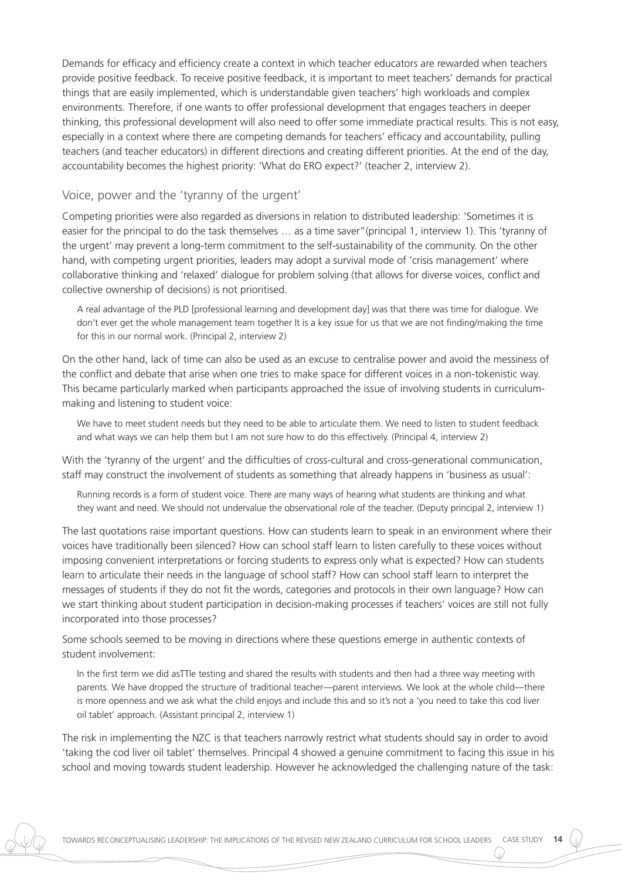Demands for efficacy and efficiency create a context in which teacher educators are rewarded when teachers provide positive feedback. To receive positive feedback, it is important to meet teachers' demands for practical things that are easily implemented, which is understandable given teachers' high workloads and complex environments. Therefore, if one wants to offer professional development that engages teachers in deeper thinking, this professional development will also need to offer some immediate practical results. This is not easy, especially in a context where there are competing demands for teachers' efficacy and accountability, pulling teachers (and teacher educators) in different directions and creating different priorities. At the end of the day, accountability becomes the highest priority: 'What do ERO expect?' (teacher 2, interview 2).

## Voice, power and the 'tyranny of the urgent'

Competing priorities were also regarded as diversions in relation to distributed leadership: 'Sometimes it is easier for the principal to do the task themselves … as a time saver"(principal 1, interview 1). This 'tyranny of the urgent' may prevent a long-term commitment to the self-sustainability of the community. On the other hand, with competing urgent priorities, leaders may adopt a survival mode of 'crisis management' where collaborative thinking and 'relaxed' dialogue for problem solving (that allows for diverse voices, conflict and collective ownership of decisions) is not prioritised.

> A real advantage of the PLD [professional learning and development day] was that there was time for dialogue. We don't ever get the whole management team together It is a key issue for us that we are not finding/making the time for this in our normal work. (Principal 2, interview 2)

On the other hand, lack of time can also be used as an excuse to centralise power and avoid the messiness of the conflict and debate that arise when one tries to make space for different voices in a non-tokenistic way. This became particularly marked when participants approached the issue of involving students in curriculum-making and listening to student voice:

> We have to meet student needs but they need to be able to articulate them. We need to listen to student feedback and what ways we can help them but I am not sure how to do this effectively. (Principal 4, interview 2)

With the 'tyranny of the urgent' and the difficulties of cross-cultural and cross-generational communication, staff may construct the involvement of students as something that already happens in 'business as usual':

> Running records is a form of student voice. There are many ways of hearing what students are thinking and what they want and need. We should not undervalue the observational role of the teacher. (Deputy principal 2, interview 1)

The last quotations raise important questions. How can students learn to speak in an environment where their voices have traditionally been silenced? How can school staff learn to listen carefully to these voices without imposing convenient interpretations or forcing students to express only what is expected? How can students learn to articulate their needs in the language of school staff? How can school staff learn to interpret the messages of students if they do not fit the words, categories and protocols in their own language? How can we start thinking about student participation in decision-making processes if teachers' voices are still not fully incorporated into those processes?

Some schools seemed to be moving in directions where these questions emerge in authentic contexts of student involvement:

> In the first term we did asTTle testing and shared the results with students and then had a three way meeting with parents. We have dropped the structure of traditional teacher—parent interviews. We look at the whole child—there is more openness and we ask what the child enjoys and include this and so it's not a 'you need to take this cod liver oil tablet' approach. (Assistant principal 2, interview 1)

The risk in implementing the NZC is that teachers narrowly restrict what students should say in order to avoid 'taking the cod liver oil tablet' themselves. Principal 4 showed a genuine commitment to facing this issue in his school and moving towards student leadership. However he acknowledged the challenging nature of the task: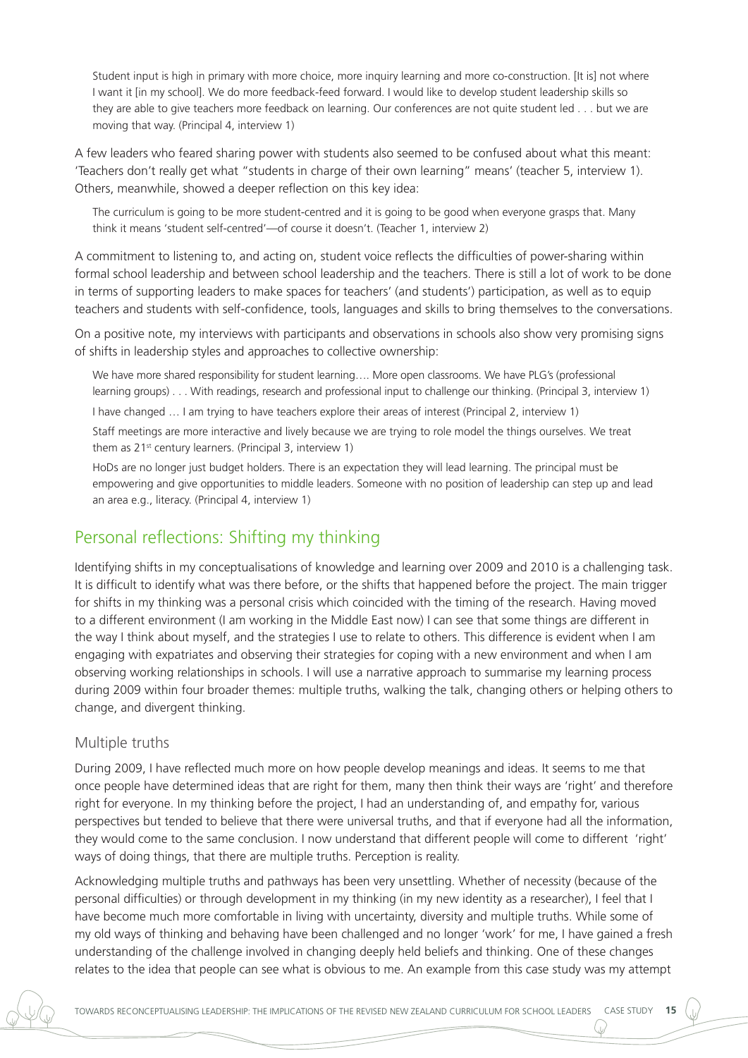> Student input is high in primary with more choice, more inquiry learning and more co-construction. [It is] not where I want it [in my school]. We do more feedback-feed forward. I would like to develop student leadership skills so they are able to give teachers more feedback on learning. Our conferences are not quite student led . . . but we are moving that way. (Principal 4, interview 1)

A few leaders who feared sharing power with students also seemed to be confused about what this meant: 'Teachers don't really get what "students in charge of their own learning" means' (teacher 5, interview 1). Others, meanwhile, showed a deeper reflection on this key idea:

> The curriculum is going to be more student-centred and it is going to be good when everyone grasps that. Many think it means 'student self-centred'—of course it doesn't. (Teacher 1, interview 2)

A commitment to listening to, and acting on, student voice reflects the difficulties of power-sharing within formal school leadership and between school leadership and the teachers. There is still a lot of work to be done in terms of supporting leaders to make spaces for teachers' (and students') participation, as well as to equip teachers and students with self-confidence, tools, languages and skills to bring themselves to the conversations.

On a positive note, my interviews with participants and observations in schools also show very promising signs of shifts in leadership styles and approaches to collective ownership:

> We have more shared responsibility for student learning…. More open classrooms. We have PLG's (professional learning groups) . . . With readings, research and professional input to challenge our thinking. (Principal 3, interview 1)
>
> I have changed … I am trying to have teachers explore their areas of interest (Principal 2, interview 1)
>
> Staff meetings are more interactive and lively because we are trying to role model the things ourselves. We treat them as 21st century learners. (Principal 3, interview 1)
>
> HoDs are no longer just budget holders. There is an expectation they will lead learning. The principal must be empowering and give opportunities to middle leaders. Someone with no position of leadership can step up and lead an area e.g., literacy. (Principal 4, interview 1)

## Personal reflections: Shifting my thinking

Identifying shifts in my conceptualisations of knowledge and learning over 2009 and 2010 is a challenging task. It is difficult to identify what was there before, or the shifts that happened before the project. The main trigger for shifts in my thinking was a personal crisis which coincided with the timing of the research. Having moved to a different environment (I am working in the Middle East now) I can see that some things are different in the way I think about myself, and the strategies I use to relate to others. This difference is evident when I am engaging with expatriates and observing their strategies for coping with a new environment and when I am observing working relationships in schools. I will use a narrative approach to summarise my learning process during 2009 within four broader themes: multiple truths, walking the talk, changing others or helping others to change, and divergent thinking.

### Multiple truths

During 2009, I have reflected much more on how people develop meanings and ideas. It seems to me that once people have determined ideas that are right for them, many then think their ways are 'right' and therefore right for everyone. In my thinking before the project, I had an understanding of, and empathy for, various perspectives but tended to believe that there were universal truths, and that if everyone had all the information, they would come to the same conclusion. I now understand that different people will come to different 'right' ways of doing things, that there are multiple truths. Perception is reality.

Acknowledging multiple truths and pathways has been very unsettling. Whether of necessity (because of the personal difficulties) or through development in my thinking (in my new identity as a researcher), I feel that I have become much more comfortable in living with uncertainty, diversity and multiple truths. While some of my old ways of thinking and behaving have been challenged and no longer 'work' for me, I have gained a fresh understanding of the challenge involved in changing deeply held beliefs and thinking. One of these changes relates to the idea that people can see what is obvious to me. An example from this case study was my attempt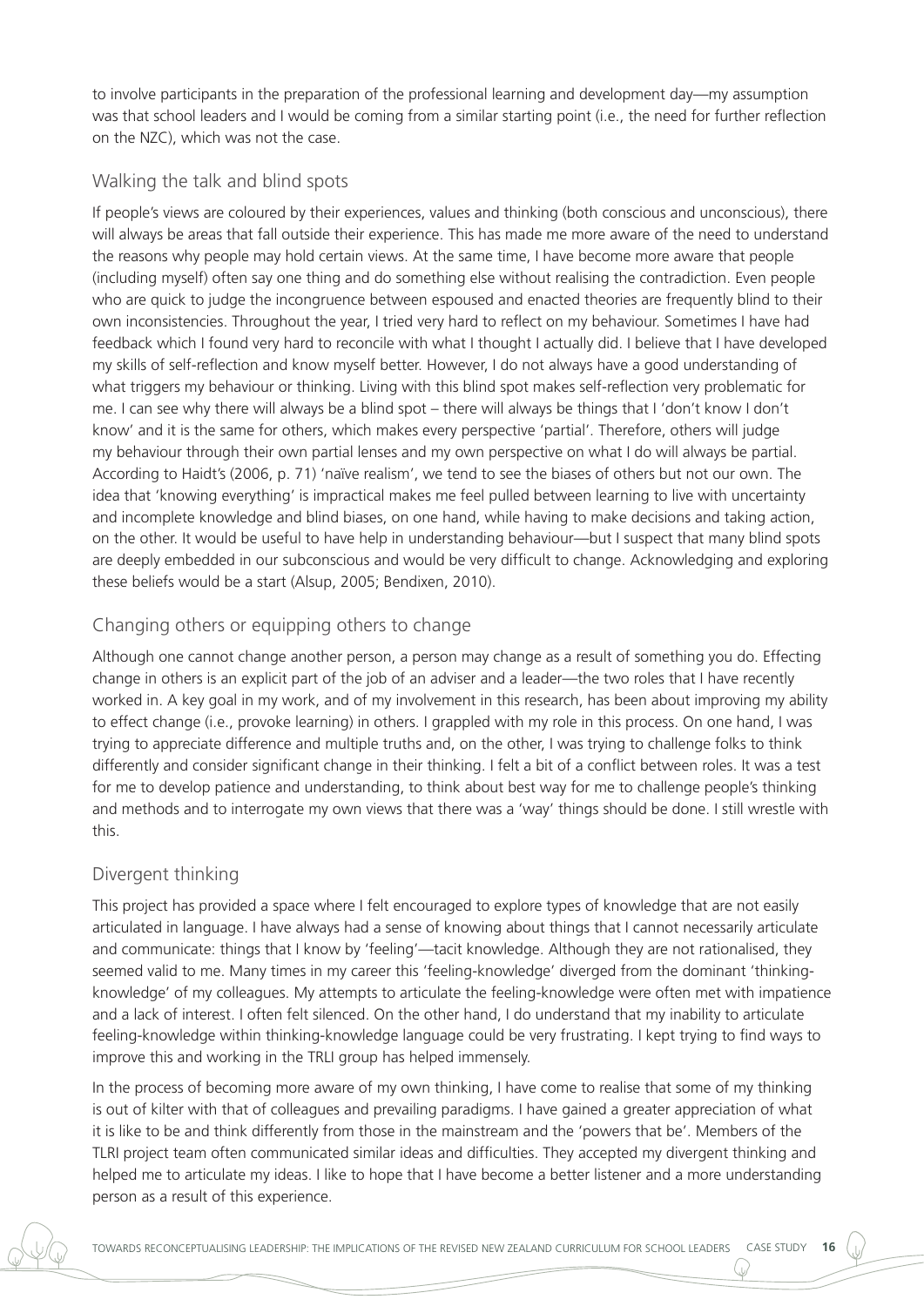to involve participants in the preparation of the professional learning and development day—my assumption was that school leaders and I would be coming from a similar starting point (i.e., the need for further reflection on the NZC), which was not the case.

## Walking the talk and blind spots

If people's views are coloured by their experiences, values and thinking (both conscious and unconscious), there will always be areas that fall outside their experience. This has made me more aware of the need to understand the reasons why people may hold certain views. At the same time, I have become more aware that people (including myself) often say one thing and do something else without realising the contradiction. Even people who are quick to judge the incongruence between espoused and enacted theories are frequently blind to their own inconsistencies. Throughout the year, I tried very hard to reflect on my behaviour. Sometimes I have had feedback which I found very hard to reconcile with what I thought I actually did. I believe that I have developed my skills of self-reflection and know myself better. However, I do not always have a good understanding of what triggers my behaviour or thinking. Living with this blind spot makes self-reflection very problematic for me. I can see why there will always be a blind spot – there will always be things that I 'don't know I don't know' and it is the same for others, which makes every perspective 'partial'. Therefore, others will judge my behaviour through their own partial lenses and my own perspective on what I do will always be partial. According to Haidt's (2006, p. 71) 'naïve realism', we tend to see the biases of others but not our own. The idea that 'knowing everything' is impractical makes me feel pulled between learning to live with uncertainty and incomplete knowledge and blind biases, on one hand, while having to make decisions and taking action, on the other. It would be useful to have help in understanding behaviour—but I suspect that many blind spots are deeply embedded in our subconscious and would be very difficult to change. Acknowledging and exploring these beliefs would be a start (Alsup, 2005; Bendixen, 2010).

## Changing others or equipping others to change

Although one cannot change another person, a person may change as a result of something you do. Effecting change in others is an explicit part of the job of an adviser and a leader—the two roles that I have recently worked in. A key goal in my work, and of my involvement in this research, has been about improving my ability to effect change (i.e., provoke learning) in others. I grappled with my role in this process. On one hand, I was trying to appreciate difference and multiple truths and, on the other, I was trying to challenge folks to think differently and consider significant change in their thinking. I felt a bit of a conflict between roles. It was a test for me to develop patience and understanding, to think about best way for me to challenge people's thinking and methods and to interrogate my own views that there was a 'way' things should be done. I still wrestle with this.

## Divergent thinking

This project has provided a space where I felt encouraged to explore types of knowledge that are not easily articulated in language. I have always had a sense of knowing about things that I cannot necessarily articulate and communicate: things that I know by 'feeling'—tacit knowledge. Although they are not rationalised, they seemed valid to me. Many times in my career this 'feeling-knowledge' diverged from the dominant 'thinking-knowledge' of my colleagues. My attempts to articulate the feeling-knowledge were often met with impatience and a lack of interest. I often felt silenced. On the other hand, I do understand that my inability to articulate feeling-knowledge within thinking-knowledge language could be very frustrating. I kept trying to find ways to improve this and working in the TRLI group has helped immensely.

In the process of becoming more aware of my own thinking, I have come to realise that some of my thinking is out of kilter with that of colleagues and prevailing paradigms. I have gained a greater appreciation of what it is like to be and think differently from those in the mainstream and the 'powers that be'. Members of the TLRI project team often communicated similar ideas and difficulties. They accepted my divergent thinking and helped me to articulate my ideas. I like to hope that I have become a better listener and a more understanding person as a result of this experience.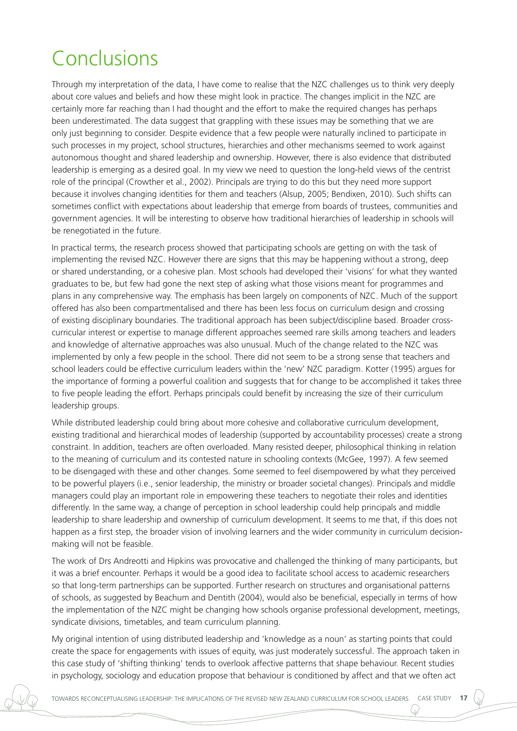# Conclusions

Through my interpretation of the data, I have come to realise that the NZC challenges us to think very deeply about core values and beliefs and how these might look in practice. The changes implicit in the NZC are certainly more far reaching than I had thought and the effort to make the required changes has perhaps been underestimated. The data suggest that grappling with these issues may be something that we are only just beginning to consider. Despite evidence that a few people were naturally inclined to participate in such processes in my project, school structures, hierarchies and other mechanisms seemed to work against autonomous thought and shared leadership and ownership. However, there is also evidence that distributed leadership is emerging as a desired goal. In my view we need to question the long-held views of the centrist role of the principal (Crowther et al., 2002). Principals are trying to do this but they need more support because it involves changing identities for them and teachers (Alsup, 2005; Bendixen, 2010). Such shifts can sometimes conflict with expectations about leadership that emerge from boards of trustees, communities and government agencies. It will be interesting to observe how traditional hierarchies of leadership in schools will be renegotiated in the future.

In practical terms, the research process showed that participating schools are getting on with the task of implementing the revised NZC. However there are signs that this may be happening without a strong, deep or shared understanding, or a cohesive plan. Most schools had developed their 'visions' for what they wanted graduates to be, but few had gone the next step of asking what those visions meant for programmes and plans in any comprehensive way. The emphasis has been largely on components of NZC. Much of the support offered has also been compartmentalised and there has been less focus on curriculum design and crossing of existing disciplinary boundaries. The traditional approach has been subject/discipline based. Broader cross-curricular interest or expertise to manage different approaches seemed rare skills among teachers and leaders and knowledge of alternative approaches was also unusual. Much of the change related to the NZC was implemented by only a few people in the school. There did not seem to be a strong sense that teachers and school leaders could be effective curriculum leaders within the 'new' NZC paradigm. Kotter (1995) argues for the importance of forming a powerful coalition and suggests that for change to be accomplished it takes three to five people leading the effort. Perhaps principals could benefit by increasing the size of their curriculum leadership groups.

While distributed leadership could bring about more cohesive and collaborative curriculum development, existing traditional and hierarchical modes of leadership (supported by accountability processes) create a strong constraint. In addition, teachers are often overloaded. Many resisted deeper, philosophical thinking in relation to the meaning of curriculum and its contested nature in schooling contexts (McGee, 1997). A few seemed to be disengaged with these and other changes. Some seemed to feel disempowered by what they perceived to be powerful players (i.e., senior leadership, the ministry or broader societal changes). Principals and middle managers could play an important role in empowering these teachers to negotiate their roles and identities differently. In the same way, a change of perception in school leadership could help principals and middle leadership to share leadership and ownership of curriculum development. It seems to me that, if this does not happen as a first step, the broader vision of involving learners and the wider community in curriculum decision-making will not be feasible.

The work of Drs Andreotti and Hipkins was provocative and challenged the thinking of many participants, but it was a brief encounter. Perhaps it would be a good idea to facilitate school access to academic researchers so that long-term partnerships can be supported. Further research on structures and organisational patterns of schools, as suggested by Beachum and Dentith (2004), would also be beneficial, especially in terms of how the implementation of the NZC might be changing how schools organise professional development, meetings, syndicate divisions, timetables, and team curriculum planning.

My original intention of using distributed leadership and 'knowledge as a noun' as starting points that could create the space for engagements with issues of equity, was just moderately successful. The approach taken in this case study of 'shifting thinking' tends to overlook affective patterns that shape behaviour. Recent studies in psychology, sociology and education propose that behaviour is conditioned by affect and that we often act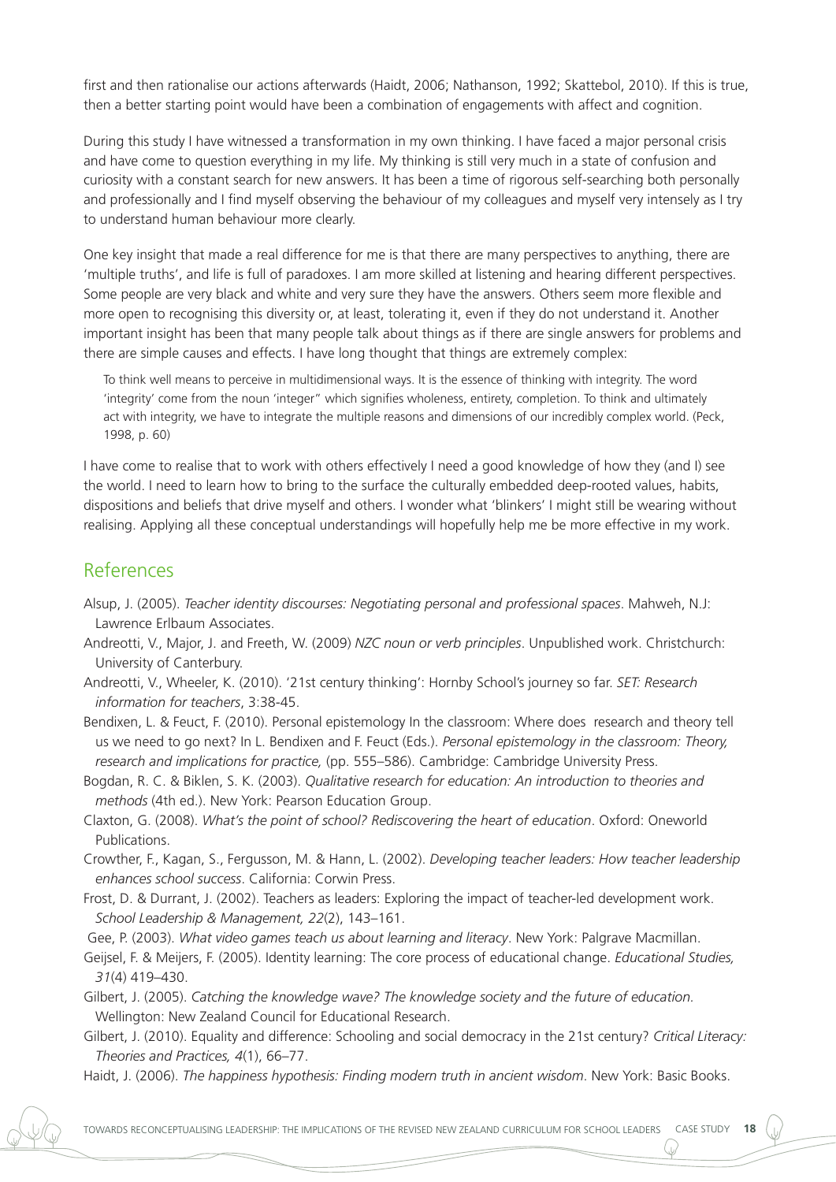first and then rationalise our actions afterwards (Haidt, 2006; Nathanson, 1992; Skattebol, 2010). If this is true, then a better starting point would have been a combination of engagements with affect and cognition.

During this study I have witnessed a transformation in my own thinking. I have faced a major personal crisis and have come to question everything in my life. My thinking is still very much in a state of confusion and curiosity with a constant search for new answers. It has been a time of rigorous self-searching both personally and professionally and I find myself observing the behaviour of my colleagues and myself very intensely as I try to understand human behaviour more clearly.

One key insight that made a real difference for me is that there are many perspectives to anything, there are 'multiple truths', and life is full of paradoxes. I am more skilled at listening and hearing different perspectives. Some people are very black and white and very sure they have the answers. Others seem more flexible and more open to recognising this diversity or, at least, tolerating it, even if they do not understand it. Another important insight has been that many people talk about things as if there are single answers for problems and there are simple causes and effects. I have long thought that things are extremely complex:

> To think well means to perceive in multidimensional ways. It is the essence of thinking with integrity. The word 'integrity' come from the noun 'integer" which signifies wholeness, entirety, completion. To think and ultimately act with integrity, we have to integrate the multiple reasons and dimensions of our incredibly complex world. (Peck, 1998, p. 60)

I have come to realise that to work with others effectively I need a good knowledge of how they (and I) see the world. I need to learn how to bring to the surface the culturally embedded deep-rooted values, habits, dispositions and beliefs that drive myself and others. I wonder what 'blinkers' I might still be wearing without realising. Applying all these conceptual understandings will hopefully help me be more effective in my work.

## References

Alsup, J. (2005). *Teacher identity discourses: Negotiating personal and professional spaces*. Mahweh, N.J: Lawrence Erlbaum Associates.

Andreotti, V., Major, J. and Freeth, W. (2009) *NZC noun or verb principles*. Unpublished work. Christchurch: University of Canterbury.

Andreotti, V., Wheeler, K. (2010). '21st century thinking': Hornby School's journey so far. *SET: Research information for teachers*, 3:38-45.

Bendixen, L. & Feuct, F. (2010). Personal epistemology In the classroom: Where does research and theory tell us we need to go next? In L. Bendixen and F. Feuct (Eds.). *Personal epistemology in the classroom: Theory, research and implications for practice,* (pp. 555–586). Cambridge: Cambridge University Press.

Bogdan, R. C. & Biklen, S. K. (2003). *Qualitative research for education: An introduction to theories and methods* (4th ed.). New York: Pearson Education Group.

Claxton, G. (2008). *What's the point of school? Rediscovering the heart of education*. Oxford: Oneworld Publications.

Crowther, F., Kagan, S., Fergusson, M. & Hann, L. (2002). *Developing teacher leaders: How teacher leadership enhances school success*. California: Corwin Press.

Frost, D. & Durrant, J. (2002). Teachers as leaders: Exploring the impact of teacher-led development work. *School Leadership & Management, 22*(2), 143–161.

Gee, P. (2003). *What video games teach us about learning and literacy*. New York: Palgrave Macmillan.

Geijsel, F. & Meijers, F. (2005). Identity learning: The core process of educational change. *Educational Studies, 31*(4) 419–430.

Gilbert, J. (2005). *Catching the knowledge wave? The knowledge society and the future of education.* Wellington: New Zealand Council for Educational Research.

Gilbert, J. (2010). Equality and difference: Schooling and social democracy in the 21st century? *Critical Literacy: Theories and Practices, 4*(1), 66–77.

Haidt, J. (2006). *The happiness hypothesis: Finding modern truth in ancient wisdom*. New York: Basic Books.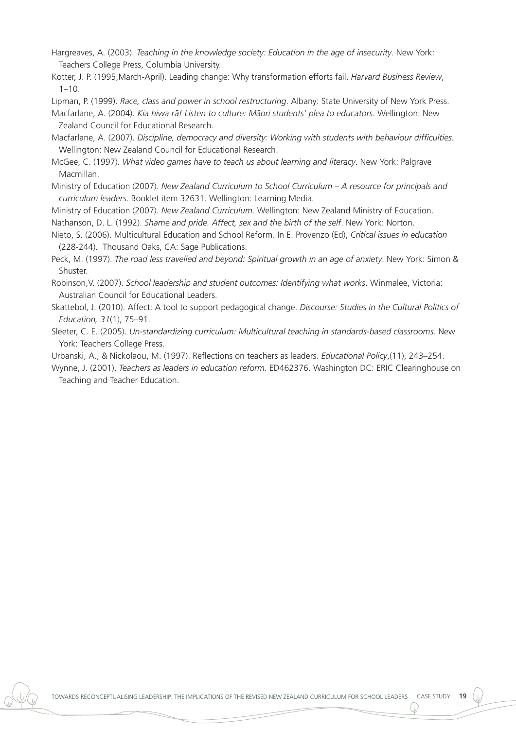Hargreaves, A. (2003). *Teaching in the knowledge society: Education in the age of insecurity*. New York: Teachers College Press, Columbia University.

Kotter, J. P. (1995,March-April). Leading change: Why transformation efforts fail. *Harvard Business Review*, 1–10.

Lipman, P. (1999). *Race, class and power in school restructuring*. Albany: State University of New York Press.

Macfarlane, A. (2004). *Kia hiwa rā! Listen to culture: Māori students' plea to educators*. Wellington: New Zealand Council for Educational Research.

Macfarlane, A. (2007). *Discipline, democracy and diversity: Working with students with behaviour difficulties.* Wellington: New Zealand Council for Educational Research.

McGee, C. (1997). *What video games have to teach us about learning and literacy*. New York: Palgrave Macmillan.

Ministry of Education (2007). *New Zealand Curriculum to School Curriculum – A resource for principals and curriculum leaders*. Booklet item 32631. Wellington: Learning Media.

Ministry of Education (2007). *New Zealand Curriculum*. Wellington: New Zealand Ministry of Education.

Nathanson, D. L. (1992). *Shame and pride. Affect, sex and the birth of the self*. New York: Norton.

Nieto, S. (2006). Multicultural Education and School Reform. In E. Provenzo (Ed), *Critical issues in education* (228-244). Thousand Oaks, CA: Sage Publications.

Peck, M. (1997). *The road less travelled and beyond: Spiritual growth in an age of anxiety*. New York: Simon & Shuster.

Robinson,V. (2007). *School leadership and student outcomes: Identifying what works*. Winmalee, Victoria: Australian Council for Educational Leaders.

Skattebol, J. (2010). Affect: A tool to support pedagogical change. *Discourse: Studies in the Cultural Politics of Education, 31*(1), 75–91.

Sleeter, C. E. (2005). *Un-standardizing curriculum: Multicultural teaching in standards-based classrooms*. New York: Teachers College Press.

Urbanski, A., & Nickolaou, M. (1997). Reflections on teachers as leaders. *Educational Policy*,(11), 243–254.

Wynne, J. (2001). *Teachers as leaders in education reform*. ED462376. Washington DC: ERIC Clearinghouse on Teaching and Teacher Education.